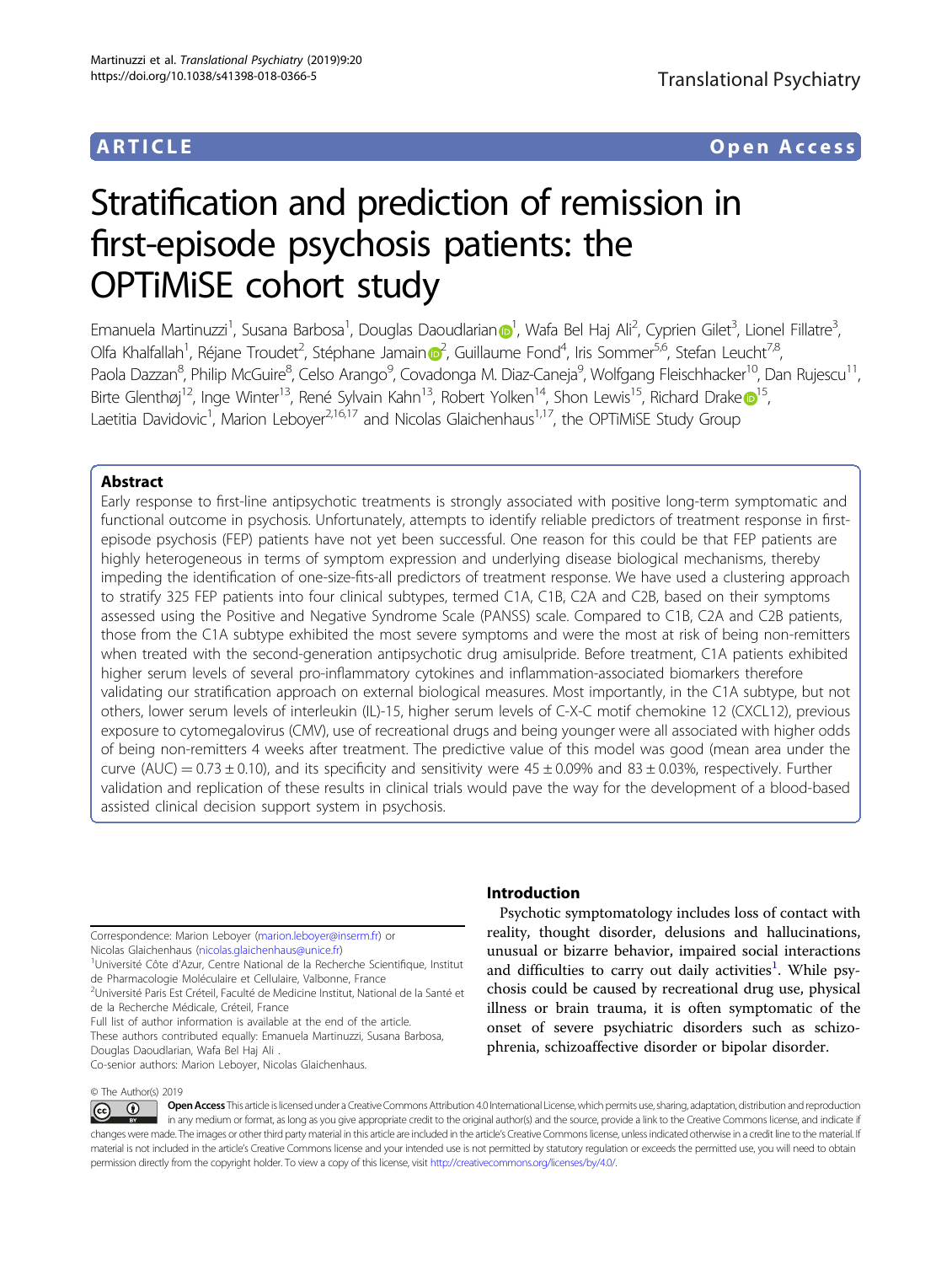ARTICLE Open Access

# Stratification and prediction of remission in first-episode psychosis patients: the OPTiMiSE cohort study

Emanuela Martinuzzi[1], Susana Barbosa[1], Douglas Daoudlarian[1], Wafa Bel Haj Ali[2], Cyprien Gilet[3], Lionel Fillatre[3], Olfa Khalfallah[1], Réjane Troudet[2], Stéphane Jamain[2], Guillaume Fond[4], Iris Sommer[5,6], Stefan Leucht[7,8], Paola Dazzan[8], Philip McGuire[8], Celso Arango[9], Covadonga M. Diaz-Caneja[9], Wolfgang Fleischhacker[10], Dan Rujescu[11], Birte Glenthøj[12], Inge Winter[13], René Sylvain Kahn[13], Robert Yolken[14], Shon Lewis[15], Richard Drake[15], Laetitia Davidovic[1], Marion Leboyer[2,16,17] and Nicolas Glaichenhaus[1,17], the OPTiMiSE Study Group

## Abstract

Early response to first-line antipsychotic treatments is strongly associated with positive long-term symptomatic and functional outcome in psychosis. Unfortunately, attempts to identify reliable predictors of treatment response in first-episode psychosis (FEP) patients have not yet been successful. One reason for this could be that FEP patients are highly heterogeneous in terms of symptom expression and underlying disease biological mechanisms, thereby impeding the identification of one-size-fits-all predictors of treatment response. We have used a clustering approach to stratify 325 FEP patients into four clinical subtypes, termed C1A, C1B, C2A and C2B, based on their symptoms assessed using the Positive and Negative Syndrome Scale (PANSS) scale. Compared to C1B, C2A and C2B patients, those from the C1A subtype exhibited the most severe symptoms and were the most at risk of being non-remitters when treated with the second-generation antipsychotic drug amisulpride. Before treatment, C1A patients exhibited higher serum levels of several pro-inflammatory cytokines and inflammation-associated biomarkers therefore validating our stratification approach on external biological measures. Most importantly, in the C1A subtype, but not others, lower serum levels of interleukin (IL)-15, higher serum levels of C-X-C motif chemokine 12 (CXCL12), previous exposure to cytomegalovirus (CMV), use of recreational drugs and being younger were all associated with higher odds of being non-remitters 4 weeks after treatment. The predictive value of this model was good (mean area under the curve (AUC) = $0.73 \pm 0.10$), and its specificity and sensitivity were $45 \pm 0.09\%$ and $83 \pm 0.03\%$, respectively. Further validation and replication of these results in clinical trials would pave the way for the development of a blood-based assisted clinical decision support system in psychosis.

Correspondence: Marion Leboyer (marion.leboyer@inserm.fr) or Nicolas Glaichenhaus (nicolas.glaichenhaus@unice.fr)

[1]Université Côte d'Azur, Centre National de la Recherche Scientifique, Institut de Pharmacologie Moléculaire et Cellulaire, Valbonne, France

[2]Université Paris Est Créteil, Faculté de Medicine Institut, National de la Santé et de la Recherche Médicale, Créteil, France

Full list of author information is available at the end of the article.

These authors contributed equally: Emanuela Martinuzzi, Susana Barbosa, Douglas Daoudlarian, Wafa Bel Haj Ali .

Co-senior authors: Marion Leboyer, Nicolas Glaichenhaus.

## Introduction

Psychotic symptomatology includes loss of contact with reality, thought disorder, delusions and hallucinations, unusual or bizarre behavior, impaired social interactions and difficulties to carry out daily activities[1]. While psychosis could be caused by recreational drug use, physical illness or brain trauma, it is often symptomatic of the onset of severe psychiatric disorders such as schizophrenia, schizoaffective disorder or bipolar disorder.

© The Author(s) 2019

Open Access This article is licensed under a Creative Commons Attribution 4.0 International License, which permits use, sharing, adaptation, distribution and reproduction in any medium or format, as long as you give appropriate credit to the original author(s) and the source, provide a link to the Creative Commons license, and indicate if changes were made. The images or other third party material in this article are included in the article's Creative Commons license, unless indicated otherwise in a credit line to the material. If material is not included in the article's Creative Commons license and your intended use is not permitted by statutory regulation or exceeds the permitted use, you will need to obtain permission directly from the copyright holder. To view a copy of this license, visit http://creativecommons.org/licenses/by/4.0/.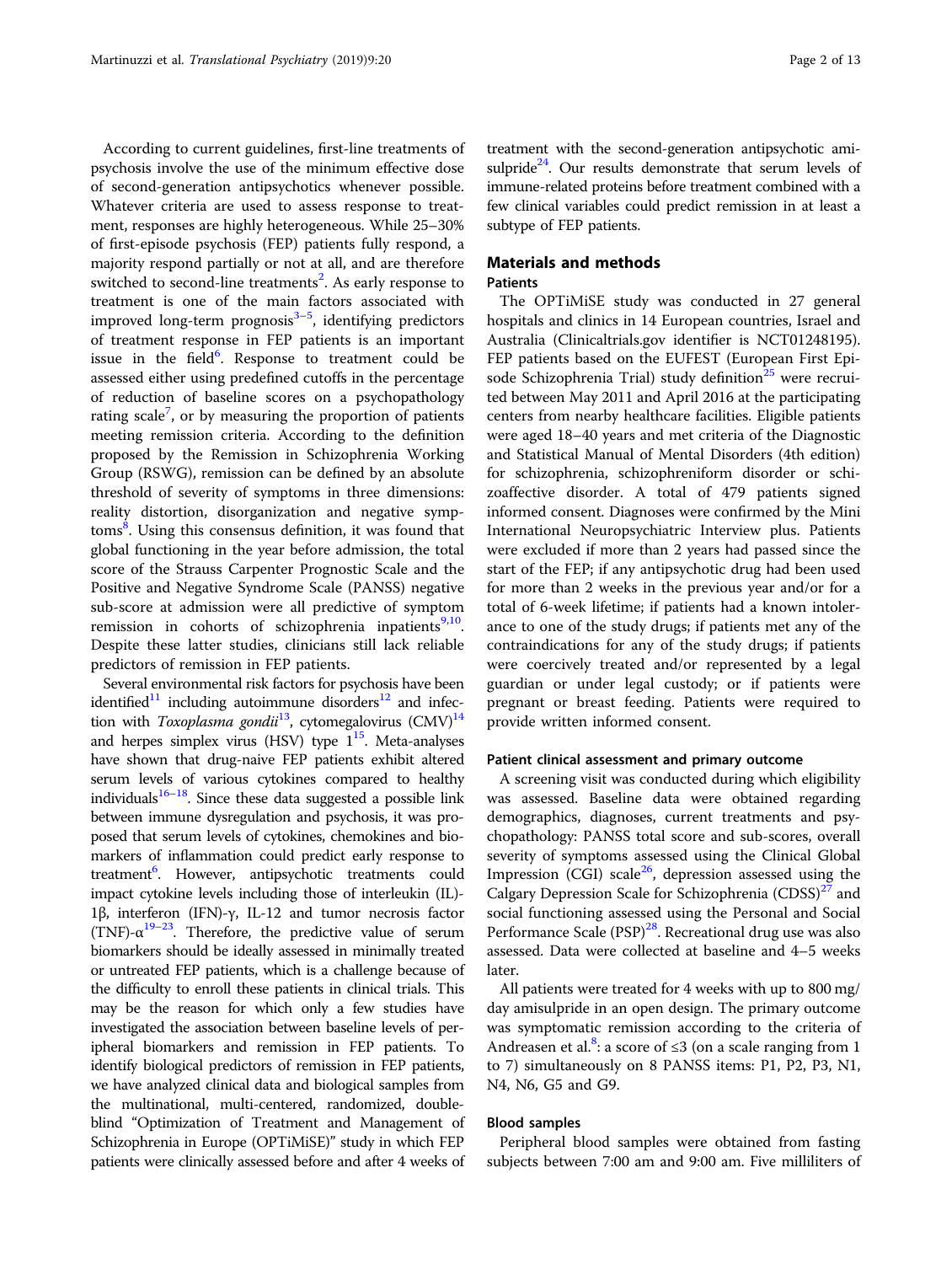According to current guidelines, first-line treatments of psychosis involve the use of the minimum effective dose of second-generation antipsychotics whenever possible. Whatever criteria are used to assess response to treatment, responses are highly heterogeneous. While 25–30% of first-episode psychosis (FEP) patients fully respond, a majority respond partially or not at all, and are therefore switched to second-line treatments[2]. As early response to treatment is one of the main factors associated with improved long-term prognosis[3–5], identifying predictors of treatment response in FEP patients is an important issue in the field[6]. Response to treatment could be assessed either using predefined cutoffs in the percentage of reduction of baseline scores on a psychopathology rating scale[7], or by measuring the proportion of patients meeting remission criteria. According to the definition proposed by the Remission in Schizophrenia Working Group (RSWG), remission can be defined by an absolute threshold of severity of symptoms in three dimensions: reality distortion, disorganization and negative symptoms[8]. Using this consensus definition, it was found that global functioning in the year before admission, the total score of the Strauss Carpenter Prognostic Scale and the Positive and Negative Syndrome Scale (PANSS) negative sub-score at admission were all predictive of symptom remission in cohorts of schizophrenia inpatients[9,10]. Despite these latter studies, clinicians still lack reliable predictors of remission in FEP patients.

Several environmental risk factors for psychosis have been identified[11] including autoimmune disorders[12] and infection with *Toxoplasma gondii*[13], cytomegalovirus (CMV)[14] and herpes simplex virus (HSV) type 1[15]. Meta-analyses have shown that drug-naive FEP patients exhibit altered serum levels of various cytokines compared to healthy individuals[16–18]. Since these data suggested a possible link between immune dysregulation and psychosis, it was proposed that serum levels of cytokines, chemokines and biomarkers of inflammation could predict early response to treatment[6]. However, antipsychotic treatments could impact cytokine levels including those of interleukin (IL)-1β, interferon (IFN)-γ, IL-12 and tumor necrosis factor (TNF)-α[19–23]. Therefore, the predictive value of serum biomarkers should be ideally assessed in minimally treated or untreated FEP patients, which is a challenge because of the difficulty to enroll these patients in clinical trials. This may be the reason for which only a few studies have investigated the association between baseline levels of peripheral biomarkers and remission in FEP patients. To identify biological predictors of remission in FEP patients, we have analyzed clinical data and biological samples from the multinational, multi-centered, randomized, double-blind "Optimization of Treatment and Management of Schizophrenia in Europe (OPTiMiSE)" study in which FEP patients were clinically assessed before and after 4 weeks of treatment with the second-generation antipsychotic amisulpride[24]. Our results demonstrate that serum levels of immune-related proteins before treatment combined with a few clinical variables could predict remission in at least a subtype of FEP patients.

## Materials and methods

### Patients

The OPTiMiSE study was conducted in 27 general hospitals and clinics in 14 European countries, Israel and Australia (Clinicaltrials.gov identifier is NCT01248195). FEP patients based on the EUFEST (European First Episode Schizophrenia Trial) study definition[25] were recruited between May 2011 and April 2016 at the participating centers from nearby healthcare facilities. Eligible patients were aged 18–40 years and met criteria of the Diagnostic and Statistical Manual of Mental Disorders (4th edition) for schizophrenia, schizophreniform disorder or schizoaffective disorder. A total of 479 patients signed informed consent. Diagnoses were confirmed by the Mini International Neuropsychiatric Interview plus. Patients were excluded if more than 2 years had passed since the start of the FEP; if any antipsychotic drug had been used for more than 2 weeks in the previous year and/or for a total of 6-week lifetime; if patients had a known intolerance to one of the study drugs; if patients met any of the contraindications for any of the study drugs; if patients were coercively treated and/or represented by a legal guardian or under legal custody; or if patients were pregnant or breast feeding. Patients were required to provide written informed consent.

### Patient clinical assessment and primary outcome

A screening visit was conducted during which eligibility was assessed. Baseline data were obtained regarding demographics, diagnoses, current treatments and psychopathology: PANSS total score and sub-scores, overall severity of symptoms assessed using the Clinical Global Impression (CGI) scale[26], depression assessed using the Calgary Depression Scale for Schizophrenia (CDSS)[27] and social functioning assessed using the Personal and Social Performance Scale (PSP)[28]. Recreational drug use was also assessed. Data were collected at baseline and 4–5 weeks later.

All patients were treated for 4 weeks with up to 800 mg/day amisulpride in an open design. The primary outcome was symptomatic remission according to the criteria of Andreasen et al.[8]: a score of ≤3 (on a scale ranging from 1 to 7) simultaneously on 8 PANSS items: P1, P2, P3, N1, N4, N6, G5 and G9.

### Blood samples

Peripheral blood samples were obtained from fasting subjects between 7:00 am and 9:00 am. Five milliliters of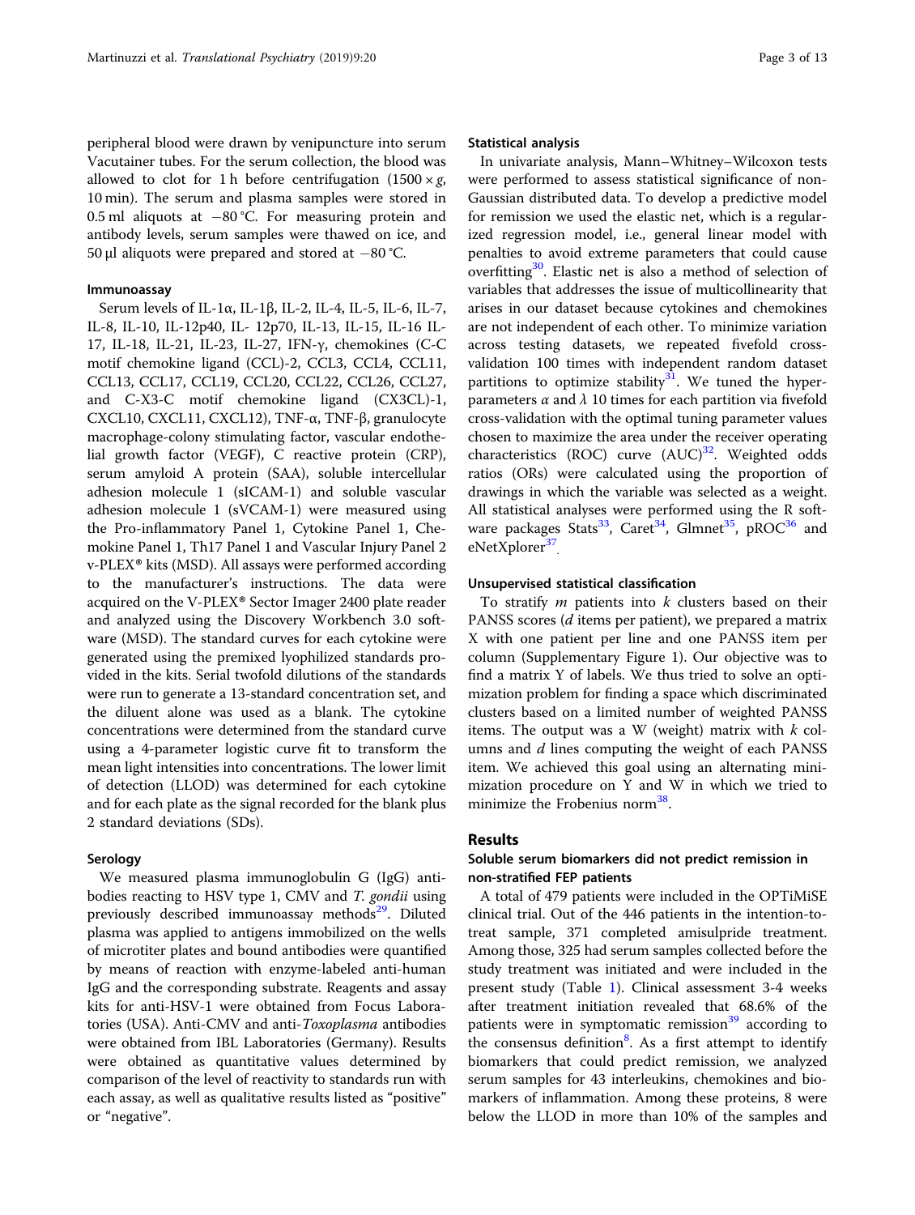peripheral blood were drawn by venipuncture into serum Vacutainer tubes. For the serum collection, the blood was allowed to clot for 1 h before centrifugation ($1500 \times g$, 10 min). The serum and plasma samples were stored in 0.5 ml aliquots at −80 °C. For measuring protein and antibody levels, serum samples were thawed on ice, and 50 µl aliquots were prepared and stored at −80 °C.

### Immunoassay

Serum levels of IL-1α, IL-1β, IL-2, IL-4, IL-5, IL-6, IL-7, IL-8, IL-10, IL-12p40, IL- 12p70, IL-13, IL-15, IL-16 IL-17, IL-18, IL-21, IL-23, IL-27, IFN-γ, chemokines (C-C motif chemokine ligand (CCL)-2, CCL3, CCL4, CCL11, CCL13, CCL17, CCL19, CCL20, CCL22, CCL26, CCL27, and C-X3-C motif chemokine ligand (CX3CL)-1, CXCL10, CXCL11, CXCL12), TNF-α, TNF-β, granulocyte macrophage-colony stimulating factor, vascular endothelial growth factor (VEGF), C reactive protein (CRP), serum amyloid A protein (SAA), soluble intercellular adhesion molecule 1 (sICAM-1) and soluble vascular adhesion molecule 1 (sVCAM-1) were measured using the Pro-inflammatory Panel 1, Cytokine Panel 1, Chemokine Panel 1, Th17 Panel 1 and Vascular Injury Panel 2 v-PLEX® kits (MSD). All assays were performed according to the manufacturer's instructions. The data were acquired on the V-PLEX® Sector Imager 2400 plate reader and analyzed using the Discovery Workbench 3.0 software (MSD). The standard curves for each cytokine were generated using the premixed lyophilized standards provided in the kits. Serial twofold dilutions of the standards were run to generate a 13-standard concentration set, and the diluent alone was used as a blank. The cytokine concentrations were determined from the standard curve using a 4-parameter logistic curve fit to transform the mean light intensities into concentrations. The lower limit of detection (LLOD) was determined for each cytokine and for each plate as the signal recorded for the blank plus 2 standard deviations (SDs).

### Serology

We measured plasma immunoglobulin G (IgG) antibodies reacting to HSV type 1, CMV and *T. gondii* using previously described immunoassay methods[29]. Diluted plasma was applied to antigens immobilized on the wells of microtiter plates and bound antibodies were quantified by means of reaction with enzyme-labeled anti-human IgG and the corresponding substrate. Reagents and assay kits for anti-HSV-1 were obtained from Focus Laboratories (USA). Anti-CMV and anti-*Toxoplasma* antibodies were obtained from IBL Laboratories (Germany). Results were obtained as quantitative values determined by comparison of the level of reactivity to standards run with each assay, as well as qualitative results listed as "positive" or "negative".

### Statistical analysis

In univariate analysis, Mann–Whitney–Wilcoxon tests were performed to assess statistical significance of non-Gaussian distributed data. To develop a predictive model for remission we used the elastic net, which is a regularized regression model, i.e., general linear model with penalties to avoid extreme parameters that could cause overfitting[30]. Elastic net is also a method of selection of variables that addresses the issue of multicollinearity that arises in our dataset because cytokines and chemokines are not independent of each other. To minimize variation across testing datasets, we repeated fivefold cross-validation 100 times with independent random dataset partitions to optimize stability[31]. We tuned the hyperparameters $\alpha$ and $\lambda$ 10 times for each partition via fivefold cross-validation with the optimal tuning parameter values chosen to maximize the area under the receiver operating characteristics (ROC) curve (AUC)[32]. Weighted odds ratios (ORs) were calculated using the proportion of drawings in which the variable was selected as a weight. All statistical analyses were performed using the R software packages Stats[33], Caret[34], Glmnet[35], pROC[36] and eNetXplorer[37].

### Unsupervised statistical classification

To stratify $m$ patients into $k$ clusters based on their PANSS scores ($d$ items per patient), we prepared a matrix X with one patient per line and one PANSS item per column (Supplementary Figure 1). Our objective was to find a matrix Y of labels. We thus tried to solve an optimization problem for finding a space which discriminated clusters based on a limited number of weighted PANSS items. The output was a W (weight) matrix with $k$ columns and $d$ lines computing the weight of each PANSS item. We achieved this goal using an alternating minimization procedure on Y and W in which we tried to minimize the Frobenius norm[38].

## Results

### Soluble serum biomarkers did not predict remission in non-stratified FEP patients

A total of 479 patients were included in the OPTiMiSE clinical trial. Out of the 446 patients in the intention-to-treat sample, 371 completed amisulpride treatment. Among those, 325 had serum samples collected before the study treatment was initiated and were included in the present study (Table 1). Clinical assessment 3-4 weeks after treatment initiation revealed that 68.6% of the patients were in symptomatic remission[39] according to the consensus definition[8]. As a first attempt to identify biomarkers that could predict remission, we analyzed serum samples for 43 interleukins, chemokines and biomarkers of inflammation. Among these proteins, 8 were below the LLOD in more than 10% of the samples and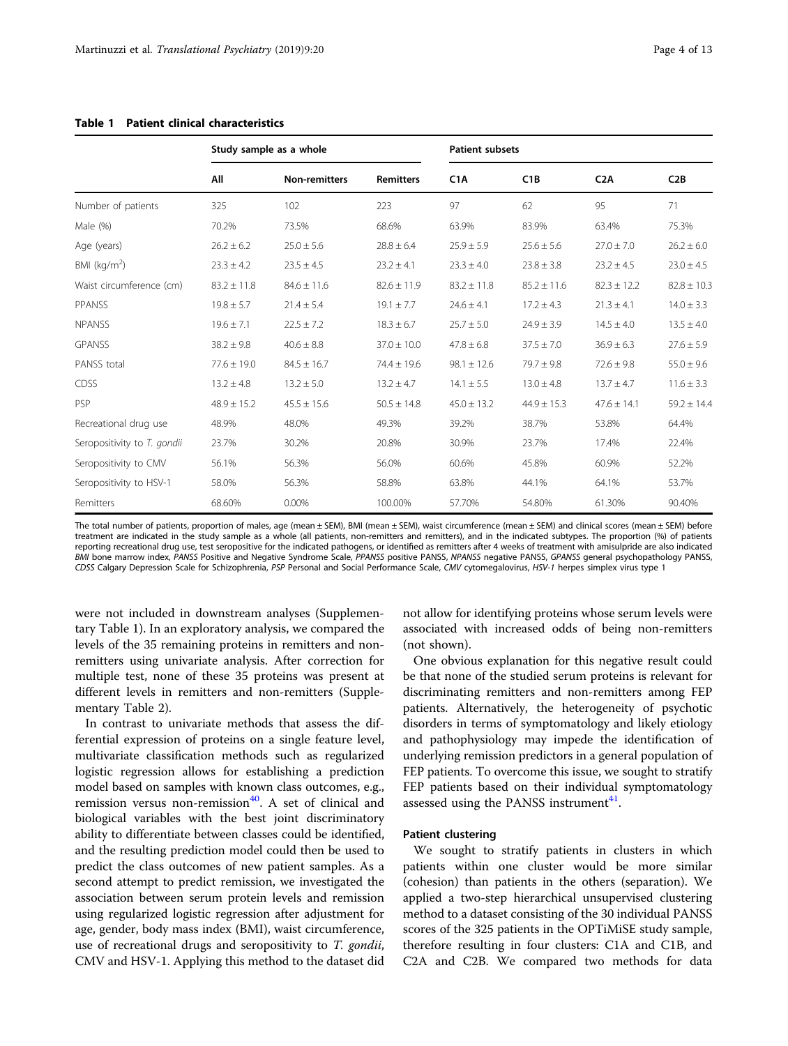**Table 1 Patient clinical characteristics**

| | Study sample as a whole | | | Patient subsets | | | |
|---|---|---|---|---|---|---|---|
| | All | Non-remitters | Remitters | C1A | C1B | C2A | C2B |
| Number of patients | 325 | 102 | 223 | 97 | 62 | 95 | 71 |
| Male (%) | 70.2% | 73.5% | 68.6% | 63.9% | 83.9% | 63.4% | 75.3% |
| Age (years) | 26.2 ± 6.2 | 25.0 ± 5.6 | 28.8 ± 6.4 | 25.9 ± 5.9 | 25.6 ± 5.6 | 27.0 ± 7.0 | 26.2 ± 6.0 |
| BMI (kg/m$^2$) | 23.3 ± 4.2 | 23.5 ± 4.5 | 23.2 ± 4.1 | 23.3 ± 4.0 | 23.8 ± 3.8 | 23.2 ± 4.5 | 23.0 ± 4.5 |
| Waist circumference (cm) | 83.2 ± 11.8 | 84.6 ± 11.6 | 82.6 ± 11.9 | 83.2 ± 11.8 | 85.2 ± 11.6 | 82.3 ± 12.2 | 82.8 ± 10.3 |
| PPANSS | 19.8 ± 5.7 | 21.4 ± 5.4 | 19.1 ± 7.7 | 24.6 ± 4.1 | 17.2 ± 4.3 | 21.3 ± 4.1 | 14.0 ± 3.3 |
| NPANSS | 19.6 ± 7.1 | 22.5 ± 7.2 | 18.3 ± 6.7 | 25.7 ± 5.0 | 24.9 ± 3.9 | 14.5 ± 4.0 | 13.5 ± 4.0 |
| GPANSS | 38.2 ± 9.8 | 40.6 ± 8.8 | 37.0 ± 10.0 | 47.8 ± 6.8 | 37.5 ± 7.0 | 36.9 ± 6.3 | 27.6 ± 5.9 |
| PANSS total | 77.6 ± 19.0 | 84.5 ± 16.7 | 74.4 ± 19.6 | 98.1 ± 12.6 | 79.7 ± 9.8 | 72.6 ± 9.8 | 55.0 ± 9.6 |
| CDSS | 13.2 ± 4.8 | 13.2 ± 5.0 | 13.2 ± 4.7 | 14.1 ± 5.5 | 13.0 ± 4.8 | 13.7 ± 4.7 | 11.6 ± 3.3 |
| PSP | 48.9 ± 15.2 | 45.5 ± 15.6 | 50.5 ± 14.8 | 45.0 ± 13.2 | 44.9 ± 15.3 | 47.6 ± 14.1 | 59.2 ± 14.4 |
| Recreational drug use | 48.9% | 48.0% | 49.3% | 39.2% | 38.7% | 53.8% | 64.4% |
| Seropositivity to *T. gondii* | 23.7% | 30.2% | 20.8% | 30.9% | 23.7% | 17.4% | 22.4% |
| Seropositivity to CMV | 56.1% | 56.3% | 56.0% | 60.6% | 45.8% | 60.9% | 52.2% |
| Seropositivity to HSV-1 | 58.0% | 56.3% | 58.8% | 63.8% | 44.1% | 64.1% | 53.7% |
| Remitters | 68.60% | 0.00% | 100.00% | 57.70% | 54.80% | 61.30% | 90.40% |

The total number of patients, proportion of males, age (mean ± SEM), BMI (mean ± SEM), waist circumference (mean ± SEM) and clinical scores (mean ± SEM) before treatment are indicated in the study sample as a whole (all patients, non-remitters and remitters), and in the indicated subtypes. The proportion (%) of patients reporting recreational drug use, test seropositive for the indicated pathogens, or identified as remitters after 4 weeks of treatment with amisulpride are also indicated
*BMI* bone marrow index, *PANSS* Positive and Negative Syndrome Scale, *PPANSS* positive PANSS, *NPANSS* negative PANSS, *GPANSS* general psychopathology PANSS, *CDSS* Calgary Depression Scale for Schizophrenia, *PSP* Personal and Social Performance Scale, *CMV* cytomegalovirus, *HSV-1* herpes simplex virus type 1

were not included in downstream analyses (Supplementary Table 1). In an exploratory analysis, we compared the levels of the 35 remaining proteins in remitters and non-remitters using univariate analysis. After correction for multiple test, none of these 35 proteins was present at different levels in remitters and non-remitters (Supplementary Table 2).

In contrast to univariate methods that assess the differential expression of proteins on a single feature level, multivariate classification methods such as regularized logistic regression allows for establishing a prediction model based on samples with known class outcomes, e.g., remission versus non-remission[40]. A set of clinical and biological variables with the best joint discriminatory ability to differentiate between classes could be identified, and the resulting prediction model could then be used to predict the class outcomes of new patient samples. As a second attempt to predict remission, we investigated the association between serum protein levels and remission using regularized logistic regression after adjustment for age, gender, body mass index (BMI), waist circumference, use of recreational drugs and seropositivity to *T. gondii*, CMV and HSV-1. Applying this method to the dataset did not allow for identifying proteins whose serum levels were associated with increased odds of being non-remitters (not shown).

One obvious explanation for this negative result could be that none of the studied serum proteins is relevant for discriminating remitters and non-remitters among FEP patients. Alternatively, the heterogeneity of psychotic disorders in terms of symptomatology and likely etiology and pathophysiology may impede the identification of underlying remission predictors in a general population of FEP patients. To overcome this issue, we sought to stratify FEP patients based on their individual symptomatology assessed using the PANSS instrument[41].

#### Patient clustering

We sought to stratify patients in clusters in which patients within one cluster would be more similar (cohesion) than patients in the others (separation). We applied a two-step hierarchical unsupervised clustering method to a dataset consisting of the 30 individual PANSS scores of the 325 patients in the OPTiMiSE study sample, therefore resulting in four clusters: C1A and C1B, and C2A and C2B. We compared two methods for data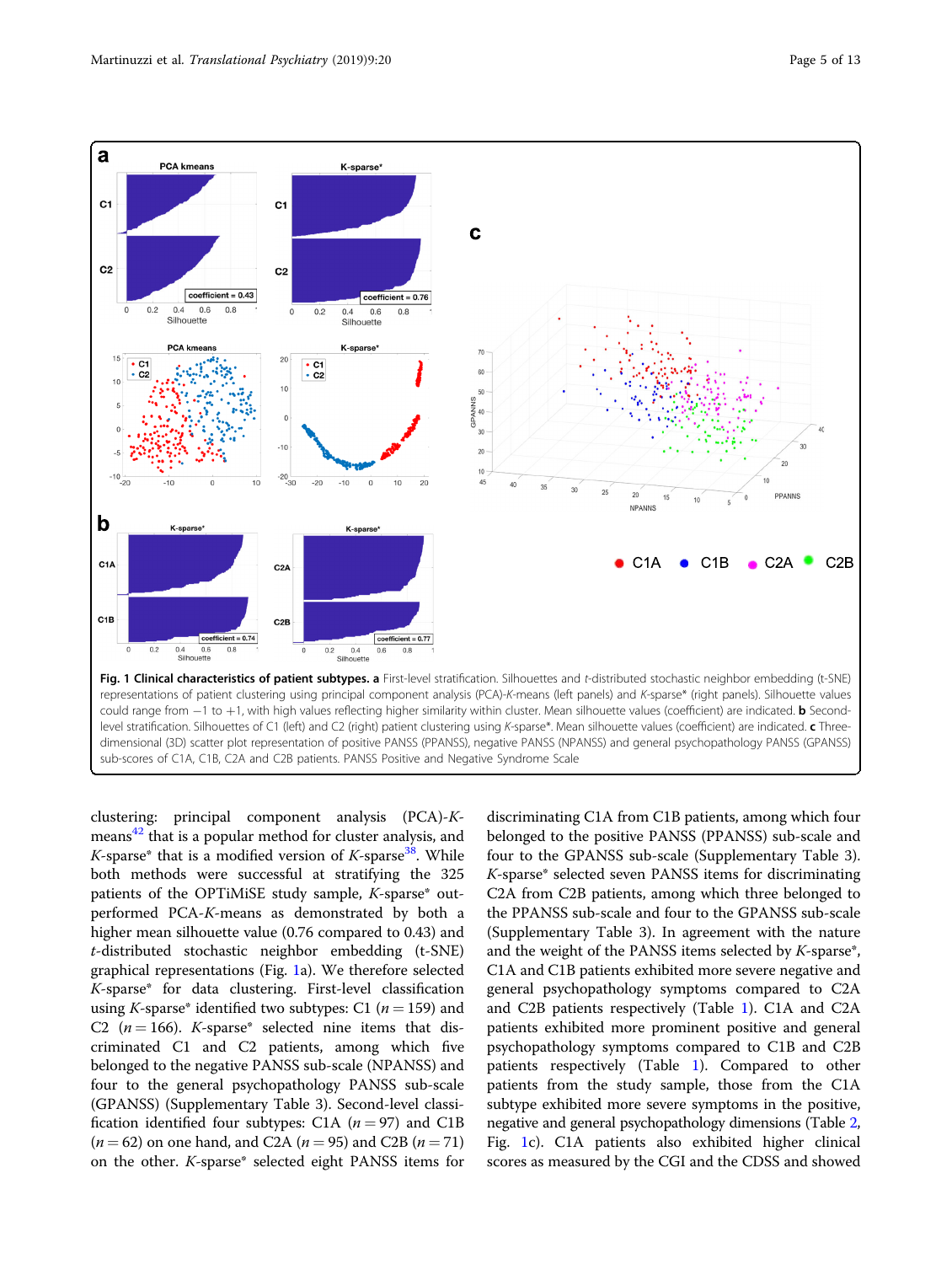**Fig. 1 Clinical characteristics of patient subtypes.** **a** First-level stratification. Silhouettes and *t*-distributed stochastic neighbor embedding (t-SNE) representations of patient clustering using principal component analysis (PCA)-*K*-means (left panels) and *K*-sparse* (right panels). Silhouette values could range from −1 to +1, with high values reflecting higher similarity within cluster. Mean silhouette values (coefficient) are indicated. **b** Second-level stratification. Silhouettes of C1 (left) and C2 (right) patient clustering using *K*-sparse*. Mean silhouette values (coefficient) are indicated. **c** Three-dimensional (3D) scatter plot representation of positive PANSS (PPANSS), negative PANSS (NPANSS) and general psychopathology PANSS (GPANSS) sub-scores of C1A, C1B, C2A and C2B patients. PANSS Positive and Negative Syndrome Scale

clustering: principal component analysis (PCA)-*K*-means[42] that is a popular method for cluster analysis, and *K*-sparse* that is a modified version of *K*-sparse[38]. While both methods were successful at stratifying the 325 patients of the OPTiMiSE study sample, *K*-sparse* outperformed PCA-*K*-means as demonstrated by both a higher mean silhouette value (0.76 compared to 0.43) and *t*-distributed stochastic neighbor embedding (t-SNE) graphical representations (Fig. 1a). We therefore selected *K*-sparse* for data clustering. First-level classification using *K*-sparse* identified two subtypes: C1 ($n = 159$) and C2 ($n = 166$). *K*-sparse* selected nine items that discriminated C1 and C2 patients, among which five belonged to the negative PANSS sub-scale (NPANSS) and four to the general psychopathology PANSS sub-scale (GPANSS) (Supplementary Table 3). Second-level classification identified four subtypes: C1A ($n = 97$) and C1B ($n = 62$) on one hand, and C2A ($n = 95$) and C2B ($n = 71$) on the other. *K*-sparse* selected eight PANSS items for discriminating C1A from C1B patients, among which four belonged to the positive PANSS (PPANSS) sub-scale and four to the GPANSS sub-scale (Supplementary Table 3). *K*-sparse* selected seven PANSS items for discriminating C2A from C2B patients, among which three belonged to the PPANSS sub-scale and four to the GPANSS sub-scale (Supplementary Table 3). In agreement with the nature and the weight of the PANSS items selected by *K*-sparse*, C1A and C1B patients exhibited more severe negative and general psychopathology symptoms compared to C2A and C2B patients respectively (Table 1). C1A and C2A patients exhibited more prominent positive and general psychopathology symptoms compared to C1B and C2B patients respectively (Table 1). Compared to other patients from the study sample, those from the C1A subtype exhibited more severe symptoms in the positive, negative and general psychopathology dimensions (Table 2, Fig. 1c). C1A patients also exhibited higher clinical scores as measured by the CGI and the CDSS and showed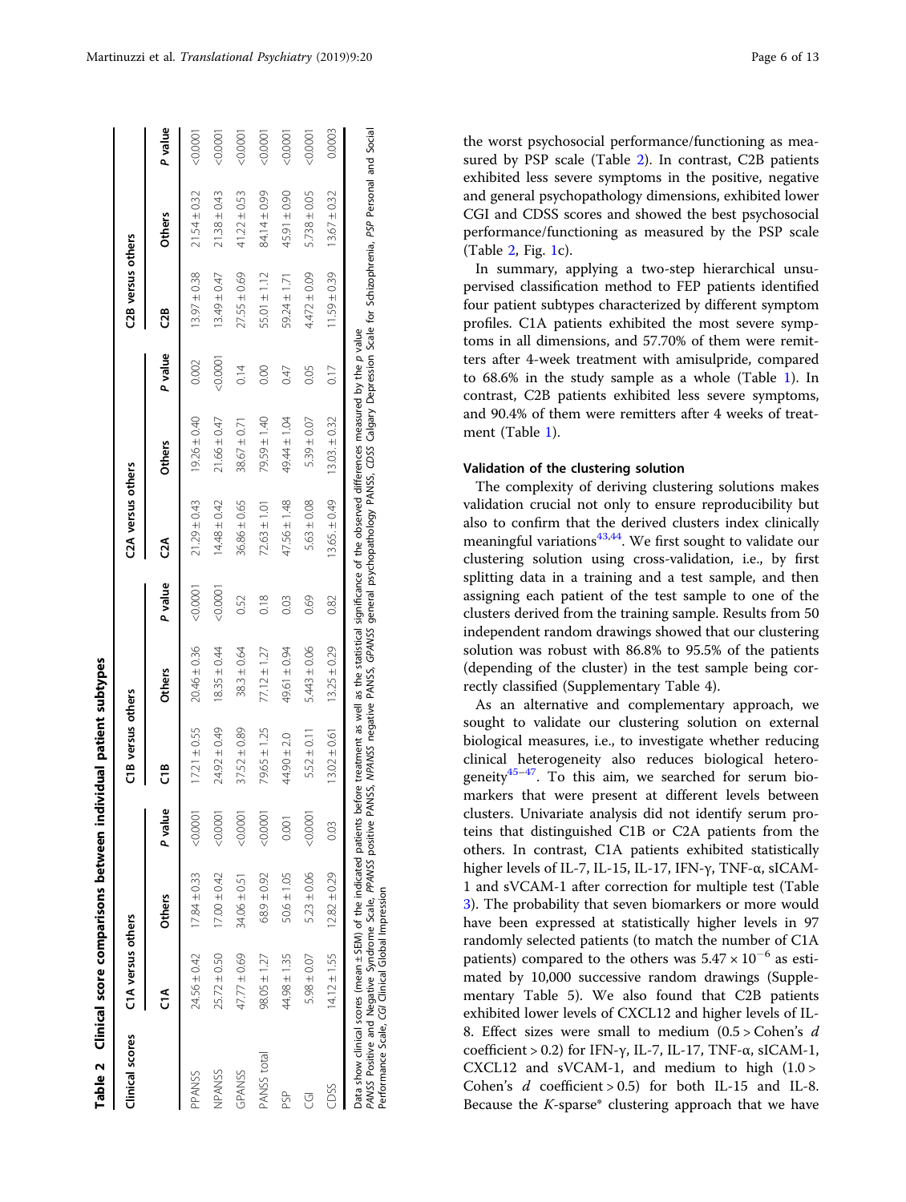**Table 2 Clinical score comparisons between individual patient subtypes**

| Clinical scores | C1A versus others | | | C1B versus others | | | C2A versus others | | | C2B versus others | | |
|---|---|---|---|---|---|---|---|---|---|---|---|---|
| | C1A | Others | *P* value | C1B | Others | *P* value | C2A | Others | *P* value | C2B | Others | *P* value |
| PPANSS | 24.56 ± 0.42 | 17.84 ± 0.33 | <0.0001 | 17.21 ± 0.55 | 20.46 ± 0.36 | <0.0001 | 21.29 ± 0.43 | 19.26 ± 0.40 | 0.002 | 13.97 ± 0.38 | 21.54 ± 0.32 | <0.0001 |
| NPANSS | 25.72 ± 0.50 | 17.00 ± 0.42 | <0.0001 | 24.92 ± 0.49 | 18.35 ± 0.44 | <0.0001 | 14.48 ± 0.42 | 21.66 ± 0.47 | <0.0001 | 13.49 ± 0.47 | 21.38 ± 0.43 | <0.0001 |
| GPANSS | 47.77 ± 0.69 | 34.06 ± 0.51 | <0.0001 | 37.52 ± 0.89 | 38.3 ± 0.64 | 0.52 | 36.86 ± 0.65 | 38.67 ± 0.71 | 0.14 | 27.55 ± 0.69 | 41.22 ± 0.53 | <0.0001 |
| PANSS total | 98.05 ± 1.27 | 68.9 ± 0.92 | <0.0001 | 79.65 ± 1.25 | 77.12 ± 1.27 | 0.18 | 72.63 ± 1.01 | 79.59 ± 1.40 | 0.00 | 55.01 ± 1.12 | 84.14 ± 0.99 | <0.0001 |
| PSP | 44.98 ± 1.35 | 50.6 ± 1.05 | 0.001 | 44.90 ± 2.0 | 49.61 ± 0.94 | 0.03 | 47.56 ± 1.48 | 49.44 ± 1.04 | 0.47 | 59.24 ± 1.71 | 45.91 ± 0.90 | <0.0001 |
| CGI | 5.98 ± 0.07 | 5.23 ± 0.06 | <0.0001 | 5.52 ± 0.11 | 5.443 ± 0.06 | 0.69 | 5.63 ± 0.08 | 5.39 ± 0.07 | 0.05 | 4.472 ± 0.09 | 5.738 ± 0.05 | <0.0001 |
| CDSS | 14.12 ± 1.55 | 12.82 ± 0.29 | 0.03 | 13.02 ± 0.61 | 13.25 ± 0.29 | 0.82 | 13.65. ± 0.49 | 13.03. ± 0.32 | 0.17 | 11.59 ± 0.39 | 13.67 ± 0.32 | 0.0003 |

Data show clinical scores (mean ± SEM) of the indicated patients before treatment as well as the statistical significance of the observed differences measured by the *p* value
*PANSS* Positive and Negative Syndrome Scale, *PPANSS* positive PANSS, *NPANSS* negative PANSS, *GPANSS* general psychopathology PANSS, *CDSS* Calgary Depression Scale for Schizophrenia, *PSP* Personal and Social Performance Scale, *CGI* Clinical Global Impression

the worst psychosocial performance/functioning as measured by PSP scale (Table 2). In contrast, C2B patients exhibited less severe symptoms in the positive, negative and general psychopathology dimensions, exhibited lower CGI and CDSS scores and showed the best psychosocial performance/functioning as measured by the PSP scale (Table 2, Fig. 1c).

In summary, applying a two-step hierarchical unsupervised classification method to FEP patients identified four patient subtypes characterized by different symptom profiles. C1A patients exhibited the most severe symptoms in all dimensions, and 57.70% of them were remitters after 4-week treatment with amisulpride, compared to 68.6% in the study sample as a whole (Table 1). In contrast, C2B patients exhibited less severe symptoms, and 90.4% of them were remitters after 4 weeks of treatment (Table 1).

### Validation of the clustering solution

The complexity of deriving clustering solutions makes validation crucial not only to ensure reproducibility but also to confirm that the derived clusters index clinically meaningful variations[43,44]. We first sought to validate our clustering solution using cross-validation, i.e., by first splitting data in a training and a test sample, and then assigning each patient of the test sample to one of the clusters derived from the training sample. Results from 50 independent random drawings showed that our clustering solution was robust with 86.8% to 95.5% of the patients (depending of the cluster) in the test sample being correctly classified (Supplementary Table 4).

As an alternative and complementary approach, we sought to validate our clustering solution on external biological measures, i.e., to investigate whether reducing clinical heterogeneity also reduces biological heterogeneity[45–47]. To this aim, we searched for serum biomarkers that were present at different levels between clusters. Univariate analysis did not identify serum proteins that distinguished C1B or C2A patients from the others. In contrast, C1A patients exhibited statistically higher levels of IL-7, IL-15, IL-17, IFN-γ, TNF-α, sICAM-1 and sVCAM-1 after correction for multiple test (Table 3). The probability that seven biomarkers or more would have been expressed at statistically higher levels in 97 randomly selected patients (to match the number of C1A patients) compared to the others was $5.47 \times 10^{-6}$ as estimated by 10,000 successive random drawings (Supplementary Table 5). We also found that C2B patients exhibited lower levels of CXCL12 and higher levels of IL-8. Effect sizes were small to medium (0.5 > Cohen's $d$ coefficient > 0.2) for IFN-γ, IL-7, IL-17, TNF-α, sICAM-1, CXCL12 and sVCAM-1, and medium to high (1.0 > Cohen's $d$ coefficient > 0.5) for both IL-15 and IL-8. Because the *K*-sparse* clustering approach that we have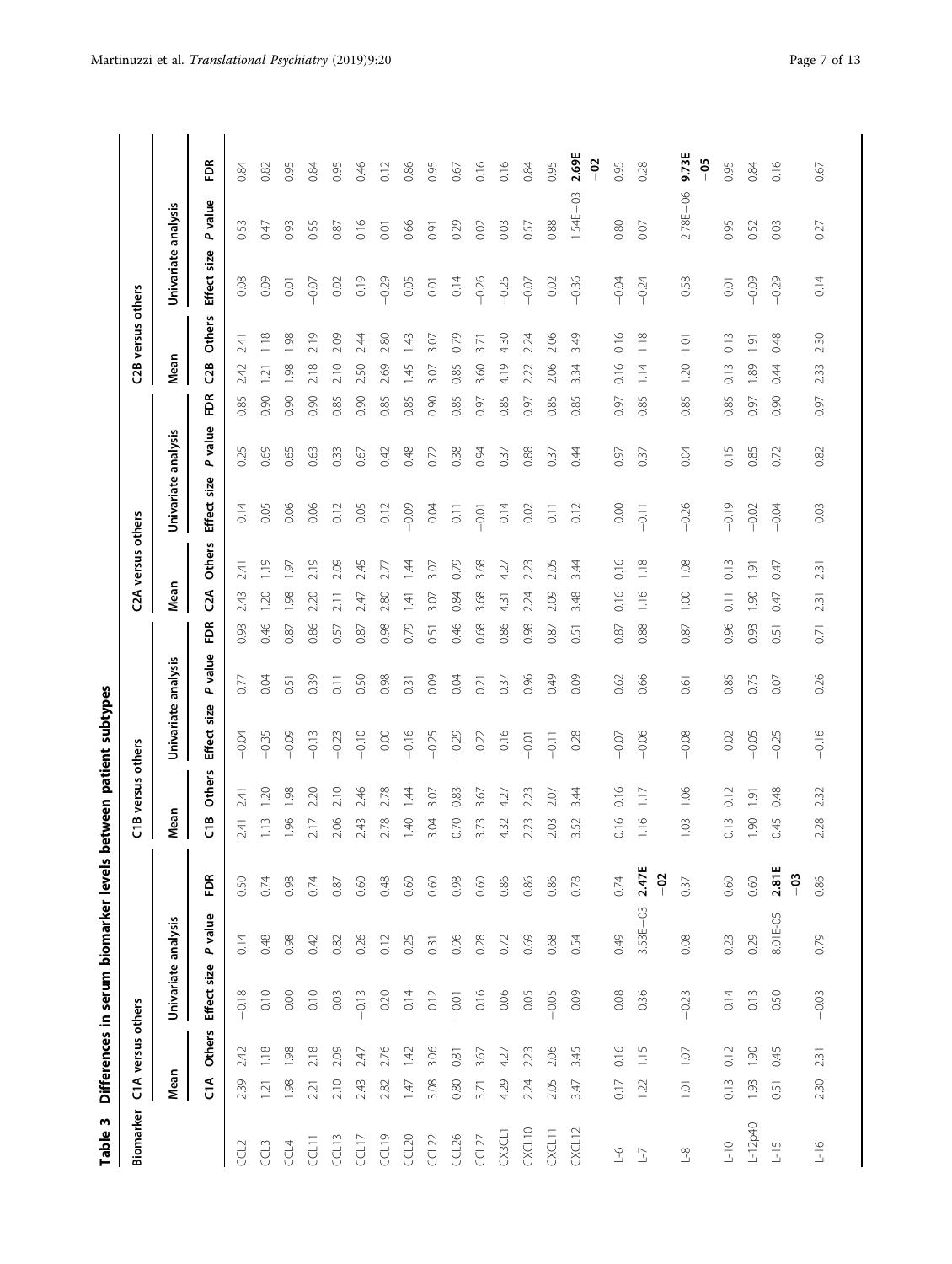**Table 3 Differences in serum biomarker levels between patient subtypes**

| Biomarker | C1A versus others | | | | | C1B versus others | | | | | C2A versus others | | | | | C2B versus others | | | | |
|---|---|---|---|---|---|---|---|---|---|---|---|---|---|---|---|---|---|---|---|---|
| | Mean | | Univariate analysis | | | Mean | | Univariate analysis | | | Mean | | Univariate analysis | | | Mean | | Univariate analysis | | |
| | C1A | Others | Effect size | P value | FDR | C1B | Others | Effect size | P value | FDR | C2A | Others | Effect size | P value | FDR | C2B | Others | Effect size | P value | FDR |
| CCL2 | 2.39 | 2.42 | −0.18 | 0.14 | 0.50 | 2.41 | 2.41 | −0.04 | 0.77 | 0.93 | 2.43 | 2.41 | 0.14 | 0.25 | 0.85 | 2.42 | 2.41 | 0.08 | 0.53 | 0.84 |
| CCL3 | 1.21 | 1.18 | 0.10 | 0.48 | 0.74 | 1.13 | 1.20 | −0.35 | 0.04 | 0.46 | 1.20 | 1.19 | 0.05 | 0.69 | 0.90 | 1.21 | 1.18 | 0.09 | 0.47 | 0.82 |
| CCL4 | 1.98 | 1.98 | 0.00 | 0.98 | 0.98 | 1.96 | 1.98 | −0.09 | 0.51 | 0.87 | 1.98 | 1.97 | 0.06 | 0.65 | 0.90 | 1.98 | 1.98 | 0.01 | 0.93 | 0.95 |
| CCL11 | 2.21 | 2.18 | 0.10 | 0.42 | 0.74 | 2.17 | 2.20 | −0.13 | 0.39 | 0.86 | 2.20 | 2.19 | 0.06 | 0.63 | 0.90 | 2.18 | 2.19 | −0.07 | 0.55 | 0.84 |
| CCL13 | 2.10 | 2.09 | 0.03 | 0.82 | 0.87 | 2.06 | 2.10 | −0.23 | 0.11 | 0.57 | 2.11 | 2.09 | 0.12 | 0.33 | 0.85 | 2.10 | 2.09 | 0.02 | 0.87 | 0.95 |
| CCL17 | 2.43 | 2.47 | −0.13 | 0.26 | 0.60 | 2.43 | 2.46 | −0.10 | 0.50 | 0.87 | 2.47 | 2.45 | 0.05 | 0.67 | 0.90 | 2.50 | 2.44 | 0.19 | 0.16 | 0.46 |
| CCL19 | 2.82 | 2.76 | 0.20 | 0.12 | 0.48 | 2.78 | 2.78 | 0.00 | 0.98 | 0.98 | 2.80 | 2.77 | 0.12 | 0.42 | 0.85 | 2.69 | 2.80 | −0.29 | 0.01 | 0.12 |
| CCL20 | 1.47 | 1.42 | 0.14 | 0.25 | 0.60 | 1.40 | 1.44 | −0.16 | 0.31 | 0.79 | 1.41 | 1.44 | −0.09 | 0.48 | 0.85 | 1.45 | 1.43 | 0.05 | 0.66 | 0.86 |
| CCL22 | 3.08 | 3.06 | 0.12 | 0.31 | 0.60 | 3.04 | 3.07 | −0.25 | 0.09 | 0.51 | 3.07 | 3.07 | 0.04 | 0.72 | 0.90 | 3.07 | 3.07 | 0.01 | 0.91 | 0.95 |
| CCL26 | 0.80 | 0.81 | −0.01 | 0.96 | 0.98 | 0.70 | 0.83 | −0.29 | 0.04 | 0.46 | 0.84 | 0.79 | 0.11 | 0.38 | 0.85 | 0.85 | 0.79 | 0.14 | 0.29 | 0.67 |
| CCL27 | 3.71 | 3.67 | 0.16 | 0.28 | 0.60 | 3.73 | 3.67 | 0.22 | 0.21 | 0.68 | 3.68 | 3.68 | −0.01 | 0.94 | 0.97 | 3.60 | 3.71 | −0.26 | 0.02 | 0.16 |
| CX3CL1 | 4.29 | 4.27 | 0.06 | 0.72 | 0.86 | 4.32 | 4.27 | 0.16 | 0.37 | 0.86 | 4.31 | 4.27 | 0.14 | 0.37 | 0.85 | 4.19 | 4.30 | −0.25 | 0.03 | 0.16 |
| CXCL10 | 2.24 | 2.23 | 0.05 | 0.69 | 0.86 | 2.23 | 2.23 | −0.01 | 0.96 | 0.98 | 2.24 | 2.23 | 0.02 | 0.88 | 0.97 | 2.22 | 2.24 | −0.07 | 0.57 | 0.84 |
| CXCL11 | 2.05 | 2.06 | −0.05 | 0.68 | 0.86 | 2.03 | 2.07 | −0.11 | 0.49 | 0.87 | 2.09 | 2.05 | 0.11 | 0.37 | 0.85 | 2.06 | 2.06 | 0.02 | 0.88 | 0.95 |
| CXCL12 | 3.47 | 3.45 | 0.09 | 0.54 | 0.78 | 3.52 | 3.44 | 0.28 | 0.09 | 0.51 | 3.48 | 3.44 | 0.12 | 0.44 | 0.85 | 3.34 | 3.49 | −0.36 | 1.54E−03 | **2.69E−02** |
| IL-6 | 0.17 | 0.16 | 0.08 | 0.49 | 0.74 | 0.16 | 0.16 | −0.07 | 0.62 | 0.87 | 0.16 | 0.16 | 0.00 | 0.97 | 0.97 | 0.16 | 0.16 | −0.04 | 0.80 | 0.95 |
| IL-7 | 1.22 | 1.15 | 0.36 | 3.53E−03 | **2.47E−02** | 1.16 | 1.17 | −0.06 | 0.66 | 0.88 | 1.16 | 1.18 | −0.11 | 0.37 | 0.85 | 1.14 | 1.18 | −0.24 | 0.07 | 0.28 |
| IL-8 | 1.01 | 1.07 | −0.23 | 0.08 | 0.37 | 1.03 | 1.06 | −0.08 | 0.61 | 0.87 | 1.00 | 1.08 | −0.26 | 0.04 | 0.85 | 1.20 | 1.01 | 0.58 | 2.78E−06 | **9.73E−05** |
| IL-10 | 0.13 | 0.12 | 0.14 | 0.23 | 0.60 | 0.13 | 0.12 | 0.02 | 0.85 | 0.96 | 0.11 | 0.13 | −0.19 | 0.15 | 0.85 | 0.13 | 0.13 | 0.01 | 0.95 | 0.95 |
| IL-12p40 | 1.93 | 1.90 | 0.13 | 0.29 | 0.60 | 1.90 | 1.91 | −0.05 | 0.75 | 0.93 | 1.90 | 1.91 | −0.02 | 0.85 | 0.97 | 1.89 | 1.91 | −0.09 | 0.52 | 0.84 |
| IL-15 | 0.51 | 0.45 | 0.50 | 8.01E-05 | **2.81E−03** | 0.45 | 0.48 | −0.25 | 0.07 | 0.51 | 0.47 | 0.47 | −0.04 | 0.72 | 0.90 | 0.44 | 0.48 | −0.29 | 0.03 | 0.16 |
| IL-16 | 2.30 | 2.31 | −0.03 | 0.79 | 0.86 | 2.28 | 2.32 | −0.16 | 0.26 | 0.71 | 2.31 | 2.31 | 0.03 | 0.82 | 0.97 | 2.33 | 2.30 | 0.14 | 0.27 | 0.67 |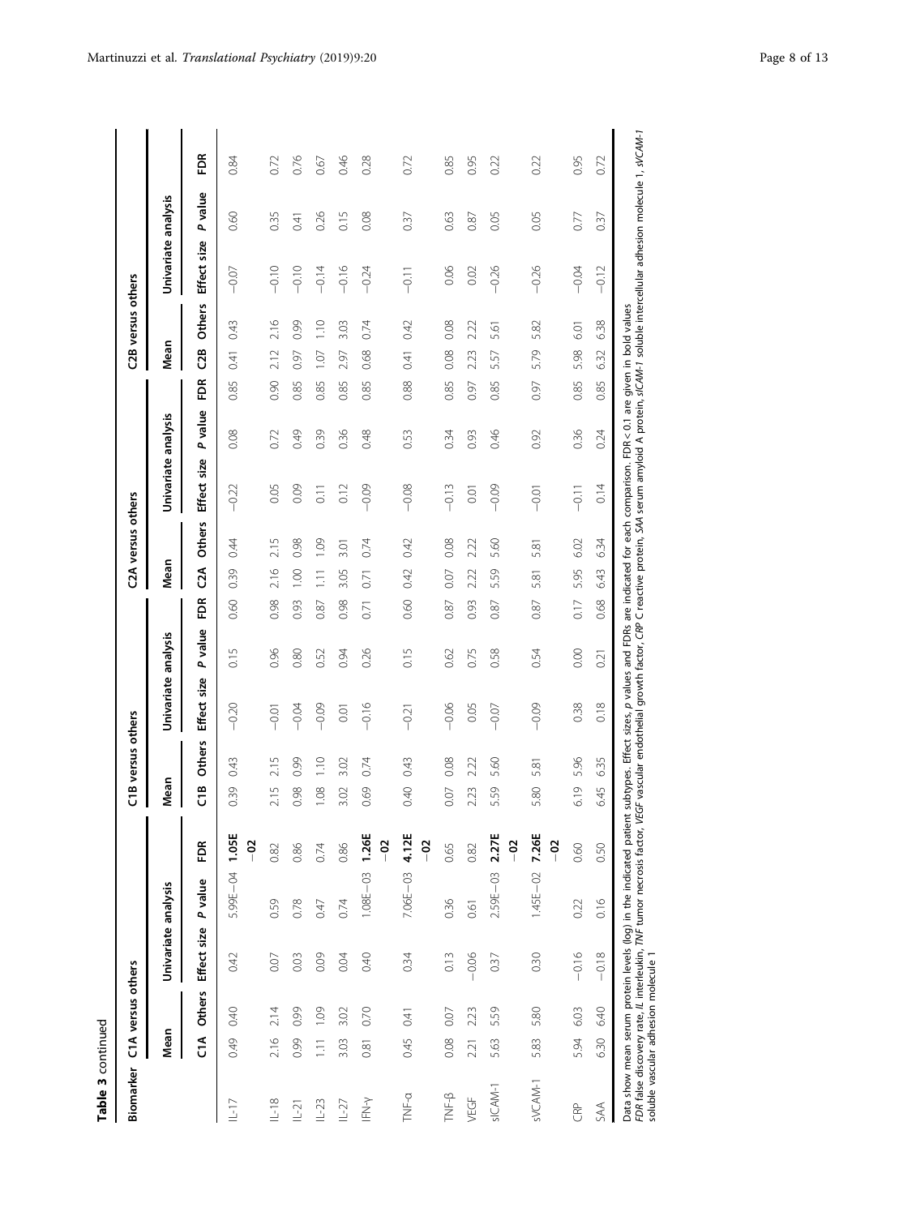**Table 3** continued

| Biomarker | C1A versus others | | | | | C1B versus others | | | | | C2A versus others | | | | | C2B versus others | | | | |
|---|---|---|---|---|---|---|---|---|---|---|---|---|---|---|---|---|---|---|---|---|
| | Mean | | Univariate analysis | | | Mean | | Univariate analysis | | | Mean | | Univariate analysis | | | Mean | | Univariate analysis | | |
| | C1A | Others | Effect size | P value | FDR | C1B | Others | Effect size | P value | FDR | C2A | Others | Effect size | P value | FDR | C2B | Others | Effect size | P value | FDR |
| IL-17 | 0.49 | 0.40 | 0.42 | 5.99E−04 | **1.05E−02** | 0.39 | 0.43 | −0.20 | 0.15 | 0.60 | 0.39 | 0.44 | −0.22 | 0.08 | 0.85 | 0.41 | 0.43 | −0.07 | 0.60 | 0.84 |
| IL-18 | 2.16 | 2.14 | 0.07 | 0.59 | 0.82 | 2.15 | 2.15 | −0.01 | 0.96 | 0.98 | 2.16 | 2.15 | 0.05 | 0.72 | 0.90 | 2.12 | 2.16 | −0.10 | 0.35 | 0.72 |
| IL-21 | 0.99 | 0.99 | 0.03 | 0.78 | 0.86 | 0.98 | 0.99 | −0.04 | 0.80 | 0.93 | 1.00 | 0.98 | 0.09 | 0.49 | 0.85 | 0.97 | 0.99 | −0.10 | 0.41 | 0.76 |
| IL-23 | 1.11 | 1.09 | 0.09 | 0.47 | 0.74 | 1.08 | 1.10 | −0.09 | 0.52 | 0.87 | 1.11 | 1.09 | 0.11 | 0.39 | 0.85 | 1.07 | 1.10 | −0.14 | 0.26 | 0.67 |
| IL-27 | 3.03 | 3.02 | 0.04 | 0.74 | 0.86 | 3.02 | 3.02 | 0.01 | 0.94 | 0.98 | 3.05 | 3.01 | 0.12 | 0.36 | 0.85 | 2.97 | 3.03 | −0.16 | 0.15 | 0.46 |
| IFN-γ | 0.81 | 0.70 | 0.40 | 1.08E−03 | **1.26E−02** | 0.69 | 0.74 | −0.16 | 0.26 | 0.71 | 0.71 | 0.74 | −0.09 | 0.48 | 0.85 | 0.68 | 0.74 | −0.24 | 0.08 | 0.28 |
| TNF-α | 0.45 | 0.41 | 0.34 | 7.06E−03 | **4.12E−02** | 0.40 | 0.43 | −0.21 | 0.15 | 0.60 | 0.42 | 0.42 | −0.08 | 0.53 | 0.88 | 0.41 | 0.42 | −0.11 | 0.37 | 0.72 |
| TNF-β | 0.08 | 0.07 | 0.13 | 0.36 | 0.65 | 0.07 | 0.08 | −0.06 | 0.62 | 0.87 | 0.07 | 0.08 | −0.13 | 0.34 | 0.85 | 0.08 | 0.08 | 0.06 | 0.63 | 0.85 |
| VEGF | 2.21 | 2.23 | −0.06 | 0.61 | 0.82 | 2.23 | 2.22 | 0.05 | 0.75 | 0.93 | 2.22 | 2.22 | 0.01 | 0.93 | 0.97 | 2.23 | 2.22 | 0.02 | 0.87 | 0.95 |
| sICAM-1 | 5.63 | 5.59 | 0.37 | 2.59E−03 | **2.27E−02** | 5.59 | 5.60 | −0.07 | 0.58 | 0.87 | 5.59 | 5.60 | −0.09 | 0.46 | 0.85 | 5.57 | 5.61 | −0.26 | 0.05 | 0.22 |
| sVCAM-1 | 5.83 | 5.80 | 0.30 | 1.45E−02 | **7.26E−02** | 5.80 | 5.81 | −0.09 | 0.54 | 0.87 | 5.81 | 5.81 | −0.01 | 0.92 | 0.97 | 5.79 | 5.82 | −0.26 | 0.05 | 0.22 |
| CRP | 5.94 | 6.03 | −0.16 | 0.22 | 0.60 | 6.19 | 5.96 | 0.38 | 0.00 | 0.17 | 5.95 | 6.02 | −0.11 | 0.36 | 0.85 | 5.98 | 6.01 | −0.04 | 0.77 | 0.95 |
| SAA | 6.30 | 6.40 | −0.18 | 0.16 | 0.50 | 6.45 | 6.35 | 0.18 | 0.21 | 0.68 | 6.43 | 6.34 | 0.14 | 0.24 | 0.85 | 6.32 | 6.38 | −0.12 | 0.37 | 0.72 |

Data show mean serum protein levels (log) in the indicated patient subtypes. Effect sizes, *p* values and FDRs are indicated for each comparison. FDR < 0.1 are given in bold values
*FDR* false discovery rate, *IL* interleukin, *TNF* tumor necrosis factor, *VEGF* vascular endothelial growth factor, *CRP* C reactive protein, *SAA* serum amyloid A protein, *sICAM-1* soluble intercellular adhesion molecule 1, *sVCAM-1* soluble vascular adhesion molecule 1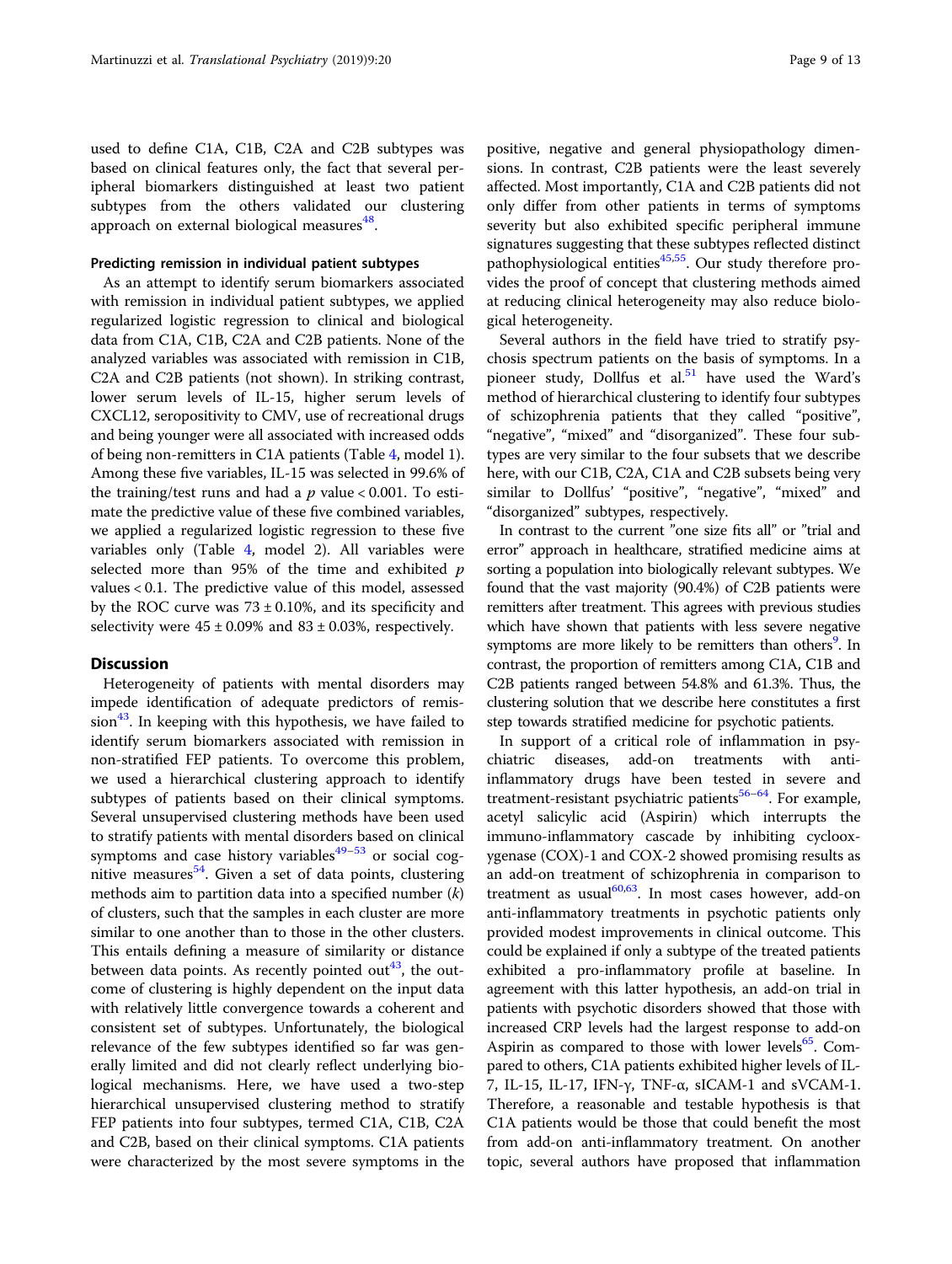used to define C1A, C1B, C2A and C2B subtypes was based on clinical features only, the fact that several peripheral biomarkers distinguished at least two patient subtypes from the others validated our clustering approach on external biological measures[48].

#### Predicting remission in individual patient subtypes

As an attempt to identify serum biomarkers associated with remission in individual patient subtypes, we applied regularized logistic regression to clinical and biological data from C1A, C1B, C2A and C2B patients. None of the analyzed variables was associated with remission in C1B, C2A and C2B patients (not shown). In striking contrast, lower serum levels of IL-15, higher serum levels of CXCL12, seropositivity to CMV, use of recreational drugs and being younger were all associated with increased odds of being non-remitters in C1A patients (Table 4, model 1). Among these five variables, IL-15 was selected in 99.6% of the training/test runs and had a $p$ value < 0.001. To estimate the predictive value of these five combined variables, we applied a regularized logistic regression to these five variables only (Table 4, model 2). All variables were selected more than 95% of the time and exhibited $p$ values < 0.1. The predictive value of this model, assessed by the ROC curve was 73 ± 0.10%, and its specificity and selectivity were 45 ± 0.09% and 83 ± 0.03%, respectively.

## Discussion

Heterogeneity of patients with mental disorders may impede identification of adequate predictors of remission[43]. In keeping with this hypothesis, we have failed to identify serum biomarkers associated with remission in non-stratified FEP patients. To overcome this problem, we used a hierarchical clustering approach to identify subtypes of patients based on their clinical symptoms. Several unsupervised clustering methods have been used to stratify patients with mental disorders based on clinical symptoms and case history variables[49–53] or social cognitive measures[54]. Given a set of data points, clustering methods aim to partition data into a specified number ($k$) of clusters, such that the samples in each cluster are more similar to one another than to those in the other clusters. This entails defining a measure of similarity or distance between data points. As recently pointed out[43], the outcome of clustering is highly dependent on the input data with relatively little convergence towards a coherent and consistent set of subtypes. Unfortunately, the biological relevance of the few subtypes identified so far was generally limited and did not clearly reflect underlying biological mechanisms. Here, we have used a two-step hierarchical unsupervised clustering method to stratify FEP patients into four subtypes, termed C1A, C1B, C2A and C2B, based on their clinical symptoms. C1A patients were characterized by the most severe symptoms in the positive, negative and general physiopathology dimensions. In contrast, C2B patients were the least severely affected. Most importantly, C1A and C2B patients did not only differ from other patients in terms of symptoms severity but also exhibited specific peripheral immune signatures suggesting that these subtypes reflected distinct pathophysiological entities[45,55]. Our study therefore provides the proof of concept that clustering methods aimed at reducing clinical heterogeneity may also reduce biological heterogeneity.

Several authors in the field have tried to stratify psychosis spectrum patients on the basis of symptoms. In a pioneer study, Dollfus et al.[51] have used the Ward's method of hierarchical clustering to identify four subtypes of schizophrenia patients that they called "positive", "negative", "mixed" and "disorganized". These four subtypes are very similar to the four subsets that we describe here, with our C1B, C2A, C1A and C2B subsets being very similar to Dollfus' "positive", "negative", "mixed" and "disorganized" subtypes, respectively.

In contrast to the current "one size fits all" or "trial and error" approach in healthcare, stratified medicine aims at sorting a population into biologically relevant subtypes. We found that the vast majority (90.4%) of C2B patients were remitters after treatment. This agrees with previous studies which have shown that patients with less severe negative symptoms are more likely to be remitters than others[9]. In contrast, the proportion of remitters among C1A, C1B and C2B patients ranged between 54.8% and 61.3%. Thus, the clustering solution that we describe here constitutes a first step towards stratified medicine for psychotic patients.

In support of a critical role of inflammation in psychiatric diseases, add-on treatments with anti-inflammatory drugs have been tested in severe and treatment-resistant psychiatric patients[56–64]. For example, acetyl salicylic acid (Aspirin) which interrupts the immuno-inflammatory cascade by inhibiting cyclooxygenase (COX)-1 and COX-2 showed promising results as an add-on treatment of schizophrenia in comparison to treatment as usual[60,63]. In most cases however, add-on anti-inflammatory treatments in psychotic patients only provided modest improvements in clinical outcome. This could be explained if only a subtype of the treated patients exhibited a pro-inflammatory profile at baseline. In agreement with this latter hypothesis, an add-on trial in patients with psychotic disorders showed that those with increased CRP levels had the largest response to add-on Aspirin as compared to those with lower levels[65]. Compared to others, C1A patients exhibited higher levels of IL-7, IL-15, IL-17, IFN-γ, TNF-α, sICAM-1 and sVCAM-1. Therefore, a reasonable and testable hypothesis is that C1A patients would be those that could benefit the most from add-on anti-inflammatory treatment. On another topic, several authors have proposed that inflammation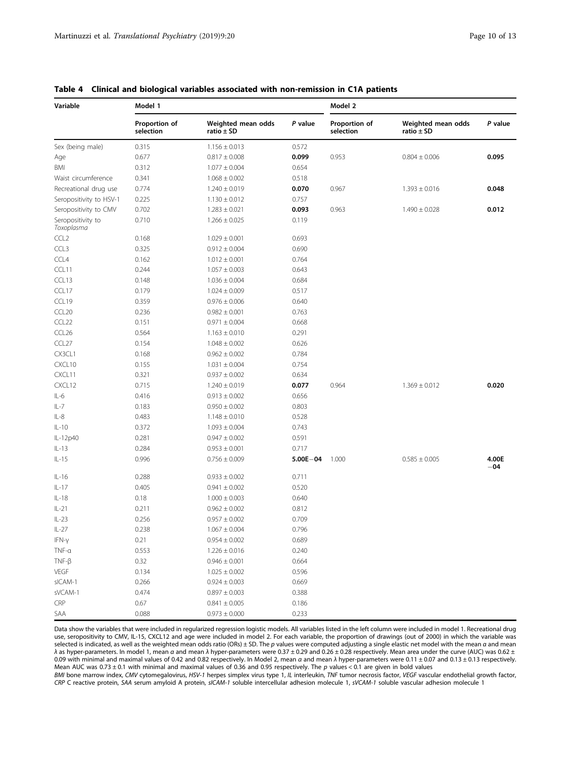**Table 4 Clinical and biological variables associated with non-remission in C1A patients**

| Variable | Model 1 | | | Model 2 | | |
|---|---|---|---|---|---|---|
| | Proportion of selection | Weighted mean odds ratio ± SD | *P* value | Proportion of selection | Weighted mean odds ratio ± SD | *P* value |
| Sex (being male) | 0.315 | 1.156 ± 0.013 | 0.572 | | | |
| Age | 0.677 | 0.817 ± 0.008 | **0.099** | 0.953 | 0.804 ± 0.006 | **0.095** |
| BMI | 0.312 | 1.077 ± 0.004 | 0.654 | | | |
| Waist circumference | 0.341 | 1.068 ± 0.002 | 0.518 | | | |
| Recreational drug use | 0.774 | 1.240 ± 0.019 | **0.070** | 0.967 | 1.393 ± 0.016 | **0.048** |
| Seropositivity to HSV-1 | 0.225 | 1.130 ± 0.012 | 0.757 | | | |
| Seropositivity to CMV | 0.702 | 1.283 ± 0.021 | **0.093** | 0.963 | 1.490 ± 0.028 | **0.012** |
| Seropositivity to *Toxoplasma* | 0.710 | 1.266 ± 0.025 | 0.119 | | | |
| CCL2 | 0.168 | 1.029 ± 0.001 | 0.693 | | | |
| CCL3 | 0.325 | 0.912 ± 0.004 | 0.690 | | | |
| CCL4 | 0.162 | 1.012 ± 0.001 | 0.764 | | | |
| CCL11 | 0.244 | 1.057 ± 0.003 | 0.643 | | | |
| CCL13 | 0.148 | 1.036 ± 0.004 | 0.684 | | | |
| CCL17 | 0.179 | 1.024 ± 0.009 | 0.517 | | | |
| CCL19 | 0.359 | 0.976 ± 0.006 | 0.640 | | | |
| CCL20 | 0.236 | 0.982 ± 0.001 | 0.763 | | | |
| CCL22 | 0.151 | 0.971 ± 0.004 | 0.668 | | | |
| CCL26 | 0.564 | 1.163 ± 0.010 | 0.291 | | | |
| CCL27 | 0.154 | 1.048 ± 0.002 | 0.626 | | | |
| CX3CL1 | 0.168 | 0.962 ± 0.002 | 0.784 | | | |
| CXCL10 | 0.155 | 1.031 ± 0.004 | 0.754 | | | |
| CXCL11 | 0.321 | 0.937 ± 0.002 | 0.634 | | | |
| CXCL12 | 0.715 | 1.240 ± 0.019 | **0.077** | 0.964 | 1.369 ± 0.012 | **0.020** |
| IL-6 | 0.416 | 0.913 ± 0.002 | 0.656 | | | |
| IL-7 | 0.183 | 0.950 ± 0.002 | 0.803 | | | |
| IL-8 | 0.483 | 1.148 ± 0.010 | 0.528 | | | |
| IL-10 | 0.372 | 1.093 ± 0.004 | 0.743 | | | |
| IL-12p40 | 0.281 | 0.947 ± 0.002 | 0.591 | | | |
| IL-13 | 0.284 | 0.953 ± 0.001 | 0.717 | | | |
| IL-15 | 0.996 | 0.756 ± 0.009 | **5.00E−04** | 1.000 | 0.585 ± 0.005 | **4.00E−04** |
| IL-16 | 0.288 | 0.933 ± 0.002 | 0.711 | | | |
| IL-17 | 0.405 | 0.941 ± 0.002 | 0.520 | | | |
| IL-18 | 0.18 | 1.000 ± 0.003 | 0.640 | | | |
| IL-21 | 0.211 | 0.962 ± 0.002 | 0.812 | | | |
| IL-23 | 0.256 | 0.957 ± 0.002 | 0.709 | | | |
| IL-27 | 0.238 | 1.067 ± 0.004 | 0.796 | | | |
| IFN-γ | 0.21 | 0.954 ± 0.002 | 0.689 | | | |
| TNF-α | 0.553 | 1.226 ± 0.016 | 0.240 | | | |
| TNF-β | 0.32 | 0.946 ± 0.001 | 0.664 | | | |
| VEGF | 0.134 | 1.025 ± 0.002 | 0.596 | | | |
| sICAM-1 | 0.266 | 0.924 ± 0.003 | 0.669 | | | |
| sVCAM-1 | 0.474 | 0.897 ± 0.003 | 0.388 | | | |
| CRP | 0.67 | 0.841 ± 0.005 | 0.186 | | | |
| SAA | 0.088 | 0.973 ± 0.000 | 0.233 | | | |

Data show the variables that were included in regularized regression logistic models. All variables listed in the left column were included in model 1. Recreational drug use, seropositivity to CMV, IL-15, CXCL12 and age were included in model 2. For each variable, the proportion of drawings (out of 2000) in which the variable was selected is indicated, as well as the weighted mean odds ratio (ORs) ± SD. The *p* values were computed adjusting a single elastic net model with the mean *α* and mean *λ* as hyper-parameters. In model 1, mean *α* and mean *λ* hyper-parameters were 0.37 ± 0.29 and 0.26 ± 0.28 respectively. Mean area under the curve (AUC) was 0.62 ± 0.09 with minimal and maximal values of 0.42 and 0.82 respectively. In Model 2, mean *α* and mean *λ* hyper-parameters were 0.11 ± 0.07 and 0.13 ± 0.13 respectively. Mean AUC was 0.73 ± 0.1 with minimal and maximal values of 0.36 and 0.95 respectively. The *p* values < 0.1 are given in bold values

*BMI* bone marrow index, *CMV* cytomegalovirus, *HSV-1* herpes simplex virus type 1, *IL* interleukin, *TNF* tumor necrosis factor, *VEGF* vascular endothelial growth factor, *CRP* C reactive protein, *SAA* serum amyloid A protein, *sICAM-1* soluble intercellular adhesion molecule 1, *sVCAM-1* soluble vascular adhesion molecule 1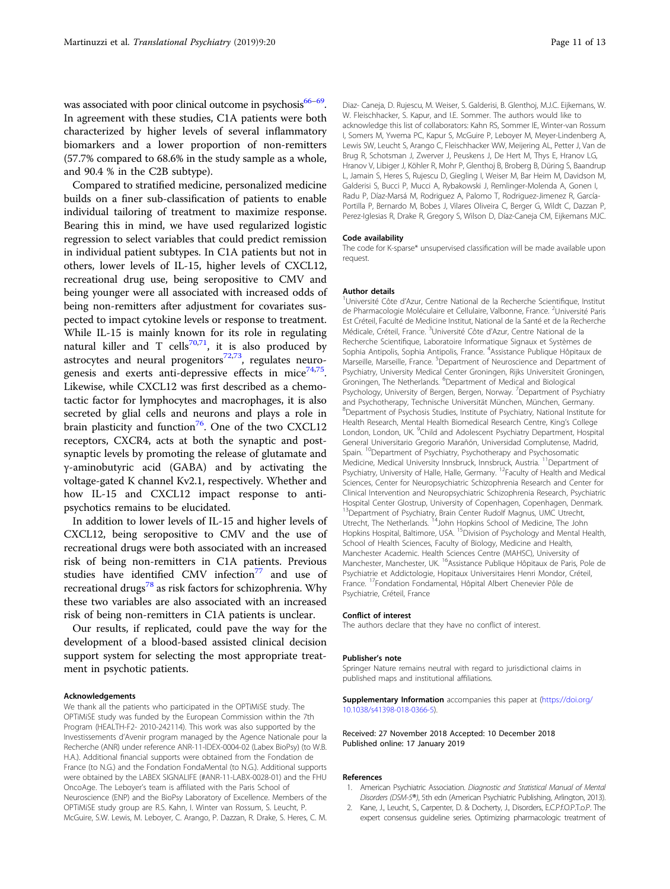was associated with poor clinical outcome in psychosis[66–69]. In agreement with these studies, C1A patients were both characterized by higher levels of several inflammatory biomarkers and a lower proportion of non-remitters (57.7% compared to 68.6% in the study sample as a whole, and 90.4 % in the C2B subtype).

Compared to stratified medicine, personalized medicine builds on a finer sub-classification of patients to enable individual tailoring of treatment to maximize response. Bearing this in mind, we have used regularized logistic regression to select variables that could predict remission in individual patient subtypes. In C1A patients but not in others, lower levels of IL-15, higher levels of CXCL12, recreational drug use, being seropositive to CMV and being younger were all associated with increased odds of being non-remitters after adjustment for covariates suspected to impact cytokine levels or response to treatment. While IL-15 is mainly known for its role in regulating natural killer and T cells[70,71], it is also produced by astrocytes and neural progenitors[72,73], regulates neurogenesis and exerts anti-depressive effects in mice[74,75]. Likewise, while CXCL12 was first described as a chemotactic factor for lymphocytes and macrophages, it is also secreted by glial cells and neurons and plays a role in brain plasticity and function[76]. One of the two CXCL12 receptors, CXCR4, acts at both the synaptic and post-synaptic levels by promoting the release of glutamate and γ-aminobutyric acid (GABA) and by activating the voltage-gated K channel Kv2.1, respectively. Whether and how IL-15 and CXCL12 impact response to antipsychotics remains to be elucidated.

In addition to lower levels of IL-15 and higher levels of CXCL12, being seropositive to CMV and the use of recreational drugs were both associated with an increased risk of being non-remitters in C1A patients. Previous studies have identified CMV infection[77] and use of recreational drugs[78] as risk factors for schizophrenia. Why these two variables are also associated with an increased risk of being non-remitters in C1A patients is unclear.

Our results, if replicated, could pave the way for the development of a blood-based assisted clinical decision support system for selecting the most appropriate treatment in psychotic patients.

#### Acknowledgements

We thank all the patients who participated in the OPTiMiSE study. The OPTiMiSE study was funded by the European Commission within the 7th Program (HEALTH-F2- 2010-242114). This work was also supported by the Investissements d'Avenir program managed by the Agence Nationale pour la Recherche (ANR) under reference ANR-11-IDEX-0004-02 (Labex BioPsy) (to W.B. H.A.). Additional financial supports were obtained from the Fondation de France (to N.G.) and the Fondation FondaMental (to N.G.). Additional supports were obtained by the LABEX SIGNALIFE (#ANR-11-LABX-0028-01) and the FHU OncoAge. The Leboyer's team is affiliated with the Paris School of Neuroscience (ENP) and the BioPsy Laboratory of Excellence. Members of the OPTiMiSE study group are R.S. Kahn, I. Winter van Rossum, S. Leucht, P. McGuire, S.W. Lewis, M. Leboyer, C. Arango, P. Dazzan, R. Drake, S. Heres, C. M. Diaz- Caneja, D. Rujescu, M. Weiser, S. Galderisi, B. Glenthoj, M.J.C. Eijkemans, W. W. Fleischhacker, S. Kapur, and I.E. Sommer. The authors would like to acknowledge this list of collaborators: Kahn RS, Sommer IE, Winter-van Rossum I, Somers M, Ywema PC, Kapur S, McGuire P, Leboyer M, Meyer-Lindenberg A, Lewis SW, Leucht S, Arango C, Fleischhacker WW, Meijering AL, Petter J, Van de Brug R, Schotsman J, Zwerver J, Peuskens J, De Hert M, Thys E, Hranov LG, Hranov V, Libiger J, Köhler R, Mohr P, Glenthoj B, Broberg B, Düring S, Baandrup L, Jamain S, Heres S, Rujescu D, Giegling I, Weiser M, Bar Heim M, Davidson M, Galderisi S, Bucci P, Mucci A, Rybakowski J, Remlinger-Molenda A, Gonen I, Radu P, Díaz-Marsá M, Rodriguez A, Palomo T, Rodriguez-Jimenez R, García-Portilla P, Bernardo M, Bobes J, Vilares Oliveira C, Berger G, Wildt C, Dazzan P, Perez-Iglesias R, Drake R, Gregory S, Wilson D, Díaz-Caneja CM, Eijkemans MJC.

#### Code availability

The code for K-sparse* unsupervised classification will be made available upon request.

#### Author details

[1]Université Côte d'Azur, Centre National de la Recherche Scientifique, Institut de Pharmacologie Moléculaire et Cellulaire, Valbonne, France. [2]Université Paris Est Créteil, Faculté de Medicine Institut, National de la Santé et de la Recherche Médicale, Créteil, France. [3]Université Côte d'Azur, Centre National de la Recherche Scientifique, Laboratoire Informatique Signaux et Systèmes de Sophia Antipolis, Sophia Antipolis, France. [4]Assistance Publique Hôpitaux de Marseille, Marseille, France. [5]Department of Neuroscience and Department of Psychiatry, University Medical Center Groningen, Rijks Universiteit Groningen, Groningen, The Netherlands. [6]Department of Medical and Biological Psychology, University of Bergen, Bergen, Norway. [7]Department of Psychiatry and Psychotherapy, Technische Universität München, München, Germany. [8]Department of Psychosis Studies, Institute of Psychiatry, National Institute for Health Research, Mental Health Biomedical Research Centre, King's College London, London, UK. [9]Child and Adolescent Psychiatry Department, Hospital General Universitario Gregorio Marañón, Universidad Complutense, Madrid, Spain. [10]Department of Psychiatry, Psychotherapy and Psychosomatic Medicine, Medical University Innsbruck, Innsbruck, Austria. [11]Department of Psychiatry, University of Halle, Halle, Germany. [12]Faculty of Health and Medical Sciences, Center for Neuropsychiatric Schizophrenia Research and Center for Clinical Intervention and Neuropsychiatric Schizophrenia Research, Psychiatric Hospital Center Glostrup, University of Copenhagen, Copenhagen, Denmark. [13]Department of Psychiatry, Brain Center Rudolf Magnus, UMC Utrecht, Utrecht, The Netherlands. [14]John Hopkins School of Medicine, The John Hopkins Hospital, Baltimore, USA. [15]Division of Psychology and Mental Health, School of Health Sciences, Faculty of Biology, Medicine and Health, Manchester Academic. Health Sciences Centre (MAHSC), University of Manchester, Manchester, UK. [16]Assistance Publique Hôpitaux de Paris, Pole de Psychiatrie et Addictologie, Hopitaux Universitaires Henri Mondor, Créteil, France. [17]Fondation Fondamental, Hôpital Albert Chenevier Pôle de Psychiatrie, Créteil, France

#### Conflict of interest

The authors declare that they have no conflict of interest.

#### Publisher's note

Springer Nature remains neutral with regard to jurisdictional claims in published maps and institutional affiliations.

**Supplementary Information** accompanies this paper at (https://doi.org/10.1038/s41398-018-0366-5).

Received: 27 November 2018 Accepted: 10 December 2018
Published online: 17 January 2019

#### References

1. American Psychiatric Association. *Diagnostic and Statistical Manual of Mental Disorders (DSM-5®)*, 5th edn (American Psychiatric Publishing, Arlington, 2013).
2. Kane, J., Leucht, S., Carpenter, D. & Docherty, J., Disorders, E.C.P.f.O.P.T.o.P. The expert consensus guideline series. Optimizing pharmacologic treatment of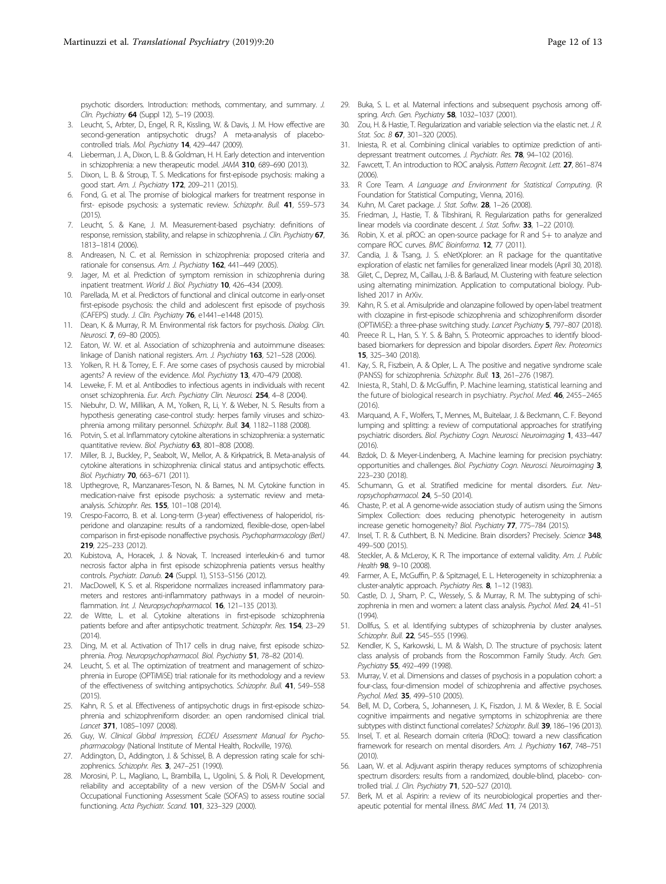psychotic disorders. Introduction: methods, commentary, and summary. *J. Clin. Psychiatry* **64** (Suppl 12), 5–19 (2003).

3. Leucht, S., Arbter, D., Engel, R. R., Kissling, W. & Davis, J. M. How effective are second-generation antipsychotic drugs? A meta-analysis of placebo-controlled trials. *Mol. Psychiatry* **14**, 429–447 (2009).
4. Lieberman, J. A., Dixon, L. B. & Goldman, H. H. Early detection and intervention in schizophrenia: a new therapeutic model. *JAMA* **310**, 689–690 (2013).
5. Dixon, L. B. & Stroup, T. S. Medications for first-episode psychosis: making a good start. *Am. J. Psychiatry* **172**, 209–211 (2015).
6. Fond, G. et al. The promise of biological markers for treatment response in first- episode psychosis: a systematic review. *Schizophr. Bull.* **41**, 559–573 (2015).
7. Leucht, S. & Kane, J. M. Measurement-based psychiatry: definitions of response, remission, stability, and relapse in schizophrenia. *J. Clin. Psychiatry* **67**, 1813–1814 (2006).
8. Andreasen, N. C. et al. Remission in schizophrenia: proposed criteria and rationale for consensus. *Am. J. Psychiatry* **162**, 441–449 (2005).
9. Jager, M. et al. Prediction of symptom remission in schizophrenia during inpatient treatment. *World J. Biol. Psychiatry* **10**, 426–434 (2009).
10. Parellada, M. et al. Predictors of functional and clinical outcome in early-onset first-episode psychosis: the child and adolescent first episode of psychosis (CAFEPS) study. *J. Clin. Psychiatry* **76**, e1441–e1448 (2015).
11. Dean, K. & Murray, R. M. Environmental risk factors for psychosis. *Dialog. Clin. Neurosci.* **7**, 69–80 (2005).
12. Eaton, W. W. et al. Association of schizophrenia and autoimmune diseases: linkage of Danish national registers. *Am. J. Psychiatry* **163**, 521–528 (2006).
13. Yolken, R. H. & Torrey, E. F. Are some cases of psychosis caused by microbial agents? A review of the evidence. *Mol. Psychiatry* **13**, 470–479 (2008).
14. Leweke, F. M. et al. Antibodies to infectious agents in individuals with recent onset schizophrenia. *Eur. Arch. Psychiatry Clin. Neurosci.* **254**, 4–8 (2004).
15. Niebuhr, D. W., Millikan, A. M., Yolken, R., Li, Y. & Weber, N. S. Results from a hypothesis generating case-control study: herpes family viruses and schizophrenia among military personnel. *Schizophr. Bull.* **34**, 1182–1188 (2008).
16. Potvin, S. et al. Inflammatory cytokine alterations in schizophrenia: a systematic quantitative review. *Biol. Psychiatry* **63**, 801–808 (2008).
17. Miller, B. J., Buckley, P., Seabolt, W., Mellor, A. & Kirkpatrick, B. Meta-analysis of cytokine alterations in schizophrenia: clinical status and antipsychotic effects. *Biol. Psychiatry* **70**, 663–671 (2011).
18. Upthegrove, R., Manzanares-Teson, N. & Barnes, N. M. Cytokine function in medication-naive first episode psychosis: a systematic review and meta-analysis. *Schizophr. Res.* **155**, 101–108 (2014).
19. Crespo-Facorro, B. et al. Long-term (3-year) effectiveness of haloperidol, risperidone and olanzapine: results of a randomized, flexible-dose, open-label comparison in first-episode nonaffective psychosis. *Psychopharmacology (Berl.)* **219**, 225–233 (2012).
20. Kubistova, A., Horacek, J. & Novak, T. Increased interleukin-6 and tumor necrosis factor alpha in first episode schizophrenia patients versus healthy controls. *Psychiatr. Danub.* **24** (Suppl. 1), S153–S156 (2012).
21. MacDowell, K. S. et al. Risperidone normalizes increased inflammatory parameters and restores anti-inflammatory pathways in a model of neuroinflammation. *Int. J. Neuropsychopharmacol.* **16**, 121–135 (2013).
22. de Witte, L. et al. Cytokine alterations in first-episode schizophrenia patients before and after antipsychotic treatment. *Schizophr. Res.* **154**, 23–29 (2014).
23. Ding, M. et al. Activation of Th17 cells in drug naive, first episode schizophrenia. *Prog. Neuropsychopharmacol. Biol. Psychiatry* **51**, 78–82 (2014).
24. Leucht, S. et al. The optimization of treatment and management of schizophrenia in Europe (OPTiMiSE) trial: rationale for its methodology and a review of the effectiveness of switching antipsychotics. *Schizophr. Bull.* **41**, 549–558 (2015).
25. Kahn, R. S. et al. Effectiveness of antipsychotic drugs in first-episode schizophrenia and schizophreniform disorder: an open randomised clinical trial. *Lancet* **371**, 1085–1097 (2008).
26. Guy, W. *Clinical Global Impression, ECDEU Assessment Manual for Psychopharmacology* (National Institute of Mental Health, Rockville, 1976).
27. Addington, D., Addington, J. & Schissel, B. A depression rating scale for schizophrenics. *Schizophr. Res.* **3**, 247–251 (1990).
28. Morosini, P. L., Magliano, L., Brambilla, L., Ugolini, S. & Pioli, R. Development, reliability and acceptability of a new version of the DSM-IV Social and Occupational Functioning Assessment Scale (SOFAS) to assess routine social functioning. *Acta Psychiatr. Scand.* **101**, 323–329 (2000).
29. Buka, S. L. et al. Maternal infections and subsequent psychosis among offspring. *Arch. Gen. Psychiatry* **58**, 1032–1037 (2001).
30. Zou, H. & Hastie, T. Regularization and variable selection via the elastic net. *J. R. Stat. Soc. B* **67**, 301–320 (2005).
31. Iniesta, R. et al. Combining clinical variables to optimize prediction of antidepressant treatment outcomes. *J. Psychiatr. Res.* **78**, 94–102 (2016).
32. Fawcett, T. An introduction to ROC analysis. *Pattern Recognit. Lett.* **27**, 861–874 (2006).
33. R Core Team. *A Language and Environment for Statistical Computing*. (R Foundation for Statistical Computing:, Vienna, 2016).
34. Kuhn, M. Caret package. *J. Stat. Softw.* **28**, 1–26 (2008).
35. Friedman, J., Hastie, T. & Tibshirani, R. Regularization paths for generalized linear models via coordinate descent. *J. Stat. Softw.* **33**, 1–22 (2010).
36. Robin, X. et al. pROC: an open-source package for R and S+ to analyze and compare ROC curves. *BMC Bioinforma.* **12**, 77 (2011).
37. Candia, J. & Tsang, J. S. eNetXplorer: an R package for the quantitative exploration of elastic net families for generalized linear models (April 30, 2018).
38. Gilet, C., Deprez, M., Caillau, J.-B. & Barlaud, M. Clustering with feature selection using alternating minimization. Application to computational biology. Published 2017 in ArXiv.
39. Kahn, R. S. et al. Amisulpride and olanzapine followed by open-label treatment with clozapine in first-episode schizophrenia and schizophreniform disorder (OPTiMiSE): a three-phase switching study. *Lancet Psychiatry* **5**, 797–807 (2018).
40. Preece R. L., Han, S. Y. S. & Bahn, S. Proteomic approaches to identify blood-based biomarkers for depression and bipolar disorders. *Expert Rev. Proteomics* **15**, 325–340 (2018).
41. Kay, S. R., Fiszbein, A. & Opler, L. A. The positive and negative syndrome scale (PANSS) for schizophrenia. *Schizophr. Bull.* **13**, 261–276 (1987).
42. Iniesta, R., Stahl, D. & McGuffin, P. Machine learning, statistical learning and the future of biological research in psychiatry. *Psychol. Med.* **46**, 2455–2465 (2016).
43. Marquand, A. F., Wolfers, T., Mennes, M., Buitelaar, J. & Beckmann, C. F. Beyond lumping and splitting: a review of computational approaches for stratifying psychiatric disorders. *Biol. Psychiatry Cogn. Neurosci. Neuroimaging* **1**, 433–447 (2016).
44. Bzdok, D. & Meyer-Lindenberg, A. Machine learning for precision psychiatry: opportunities and challenges. *Biol. Psychiatry Cogn. Neurosci. Neuroimaging* **3**, 223–230 (2018).
45. Schumann, G. et al. Stratified medicine for mental disorders. *Eur. Neuropsychopharmacol.* **24**, 5–50 (2014).
46. Chaste, P. et al. A genome-wide association study of autism using the Simons Simplex Collection: does reducing phenotypic heterogeneity in autism increase genetic homogeneity? *Biol. Psychiatry* **77**, 775–784 (2015).
47. Insel, T. R. & Cuthbert, B. N. Medicine. Brain disorders? Precisely. *Science* **348**, 499–500 (2015).
48. Steckler, A. & McLeroy, K. R. The importance of external validity. *Am. J. Public Health* **98**, 9–10 (2008).
49. Farmer, A. E., McGuffin, P. & Spitznagel, E. L. Heterogeneity in schizophrenia: a cluster-analytic approach. *Psychiatry Res.* **8**, 1–12 (1983).
50. Castle, D. J., Sham, P. C., Wessely, S. & Murray, R. M. The subtyping of schizophrenia in men and women: a latent class analysis. *Psychol. Med.* **24**, 41–51 (1994).
51. Dollfus, S. et al. Identifying subtypes of schizophrenia by cluster analyses. *Schizophr. Bull.* **22**, 545–555 (1996).
52. Kendler, K. S., Karkowski, L. M. & Walsh, D. The structure of psychosis: latent class analysis of probands from the Roscommon Family Study. *Arch. Gen. Psychiatry* **55**, 492–499 (1998).
53. Murray, V. et al. Dimensions and classes of psychosis in a population cohort: a four-class, four-dimension model of schizophrenia and affective psychoses. *Psychol. Med.* **35**, 499–510 (2005).
54. Bell, M. D., Corbera, S., Johannesen, J. K., Fiszdon, J. M. & Wexler, B. E. Social cognitive impairments and negative symptoms in schizophrenia: are there subtypes with distinct functional correlates? *Schizophr. Bull.* **39**, 186–196 (2013).
55. Insel, T. et al. Research domain criteria (RDoC): toward a new classification framework for research on mental disorders. *Am. J. Psychiatry* **167**, 748–751 (2010).
56. Laan, W. et al. Adjuvant aspirin therapy reduces symptoms of schizophrenia spectrum disorders: results from a randomized, double-blind, placebo- controlled trial. *J. Clin. Psychiatry* **71**, 520–527 (2010).
57. Berk, M. et al. Aspirin: a review of its neurobiological properties and therapeutic potential for mental illness. *BMC Med.* **11**, 74 (2013).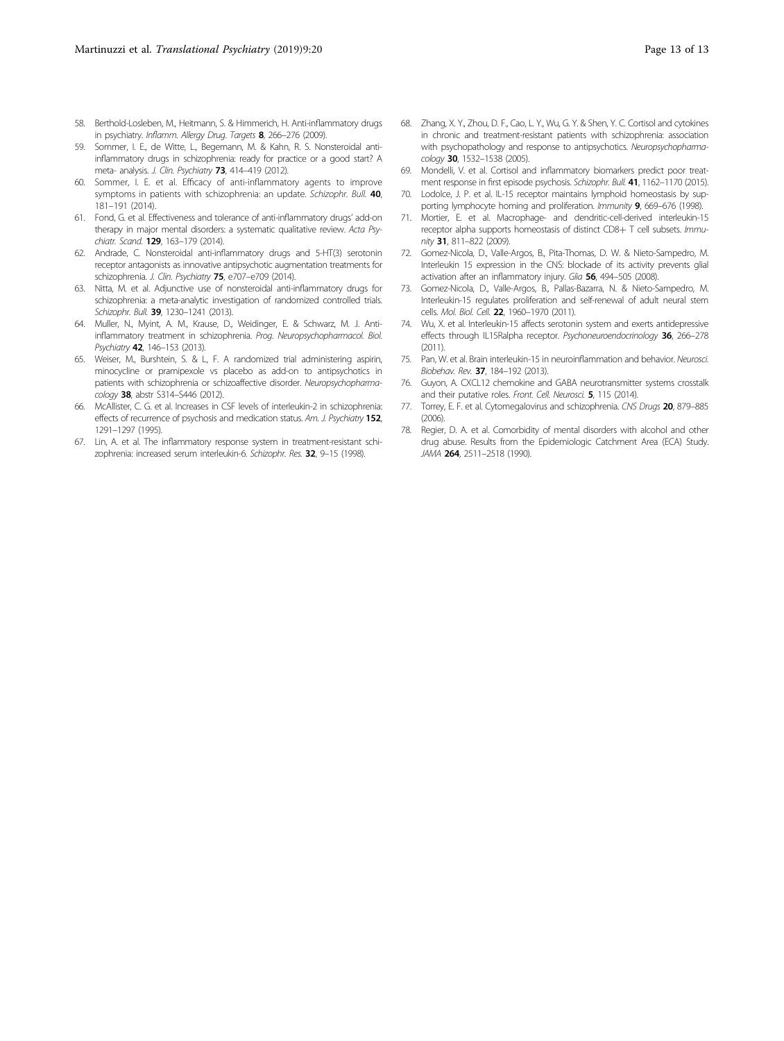58. Berthold-Losleben, M., Heitmann, S. & Himmerich, H. Anti-inflammatory drugs in psychiatry. *Inflamm. Allergy Drug. Targets* **8**, 266–276 (2009).
59. Sommer, I. E., de Witte, L., Begemann, M. & Kahn, R. S. Nonsteroidal anti-inflammatory drugs in schizophrenia: ready for practice or a good start? A meta- analysis. *J. Clin. Psychiatry* **73**, 414–419 (2012).
60. Sommer, I. E. et al. Efficacy of anti-inflammatory agents to improve symptoms in patients with schizophrenia: an update. *Schizophr. Bull.* **40**, 181–191 (2014).
61. Fond, G. et al. Effectiveness and tolerance of anti-inflammatory drugs' add-on therapy in major mental disorders: a systematic qualitative review. *Acta Psychiatr. Scand.* **129**, 163–179 (2014).
62. Andrade, C. Nonsteroidal anti-inflammatory drugs and 5-HT(3) serotonin receptor antagonists as innovative antipsychotic augmentation treatments for schizophrenia. *J. Clin. Psychiatry* **75**, e707–e709 (2014).
63. Nitta, M. et al. Adjunctive use of nonsteroidal anti-inflammatory drugs for schizophrenia: a meta-analytic investigation of randomized controlled trials. *Schizophr. Bull.* **39**, 1230–1241 (2013).
64. Muller, N., Myint, A. M., Krause, D., Weidinger, E. & Schwarz, M. J. Anti-inflammatory treatment in schizophrenia. *Prog. Neuropsychopharmacol. Biol. Psychiatry* **42**, 146–153 (2013).
65. Weiser, M., Burshtein, S. & L, F. A randomized trial administering aspirin, minocycline or pramipexole vs placebo as add-on to antipsychotics in patients with schizophrenia or schizoaffective disorder. *Neuropsychopharmacology* **38**, abstr S314–S446 (2012).
66. McAllister, C. G. et al. Increases in CSF levels of interleukin-2 in schizophrenia: effects of recurrence of psychosis and medication status. *Am. J. Psychiatry* **152**, 1291–1297 (1995).
67. Lin, A. et al. The inflammatory response system in treatment-resistant schizophrenia: increased serum interleukin-6. *Schizophr. Res.* **32**, 9–15 (1998).
68. Zhang, X. Y., Zhou, D. F., Cao, L. Y., Wu, G. Y. & Shen, Y. C. Cortisol and cytokines in chronic and treatment-resistant patients with schizophrenia: association with psychopathology and response to antipsychotics. *Neuropsychopharmacology* **30**, 1532–1538 (2005).
69. Mondelli, V. et al. Cortisol and inflammatory biomarkers predict poor treatment response in first episode psychosis. *Schizophr. Bull.* **41**, 1162–1170 (2015).
70. Lodolce, J. P. et al. IL-15 receptor maintains lymphoid homeostasis by supporting lymphocyte homing and proliferation. *Immunity* **9**, 669–676 (1998).
71. Mortier, E. et al. Macrophage- and dendritic-cell-derived interleukin-15 receptor alpha supports homeostasis of distinct CD8+ T cell subsets. *Immunity* **31**, 811–822 (2009).
72. Gomez-Nicola, D., Valle-Argos, B., Pita-Thomas, D. W. & Nieto-Sampedro, M. Interleukin 15 expression in the CNS: blockade of its activity prevents glial activation after an inflammatory injury. *Glia* **56**, 494–505 (2008).
73. Gomez-Nicola, D., Valle-Argos, B., Pallas-Bazarra, N. & Nieto-Sampedro, M. Interleukin-15 regulates proliferation and self-renewal of adult neural stem cells. *Mol. Biol. Cell.* **22**, 1960–1970 (2011).
74. Wu, X. et al. Interleukin-15 affects serotonin system and exerts antidepressive effects through IL15Ralpha receptor. *Psychoneuroendocrinology* **36**, 266–278 (2011).
75. Pan, W. et al. Brain interleukin-15 in neuroinflammation and behavior. *Neurosci. Biobehav. Rev.* **37**, 184–192 (2013).
76. Guyon, A. CXCL12 chemokine and GABA neurotransmitter systems crosstalk and their putative roles. *Front. Cell. Neurosci.* **5**, 115 (2014).
77. Torrey, E. F. et al. Cytomegalovirus and schizophrenia. *CNS Drugs* **20**, 879–885 (2006).
78. Regier, D. A. et al. Comorbidity of mental disorders with alcohol and other drug abuse. Results from the Epidemiologic Catchment Area (ECA) Study. *JAMA* **264**, 2511–2518 (1990).